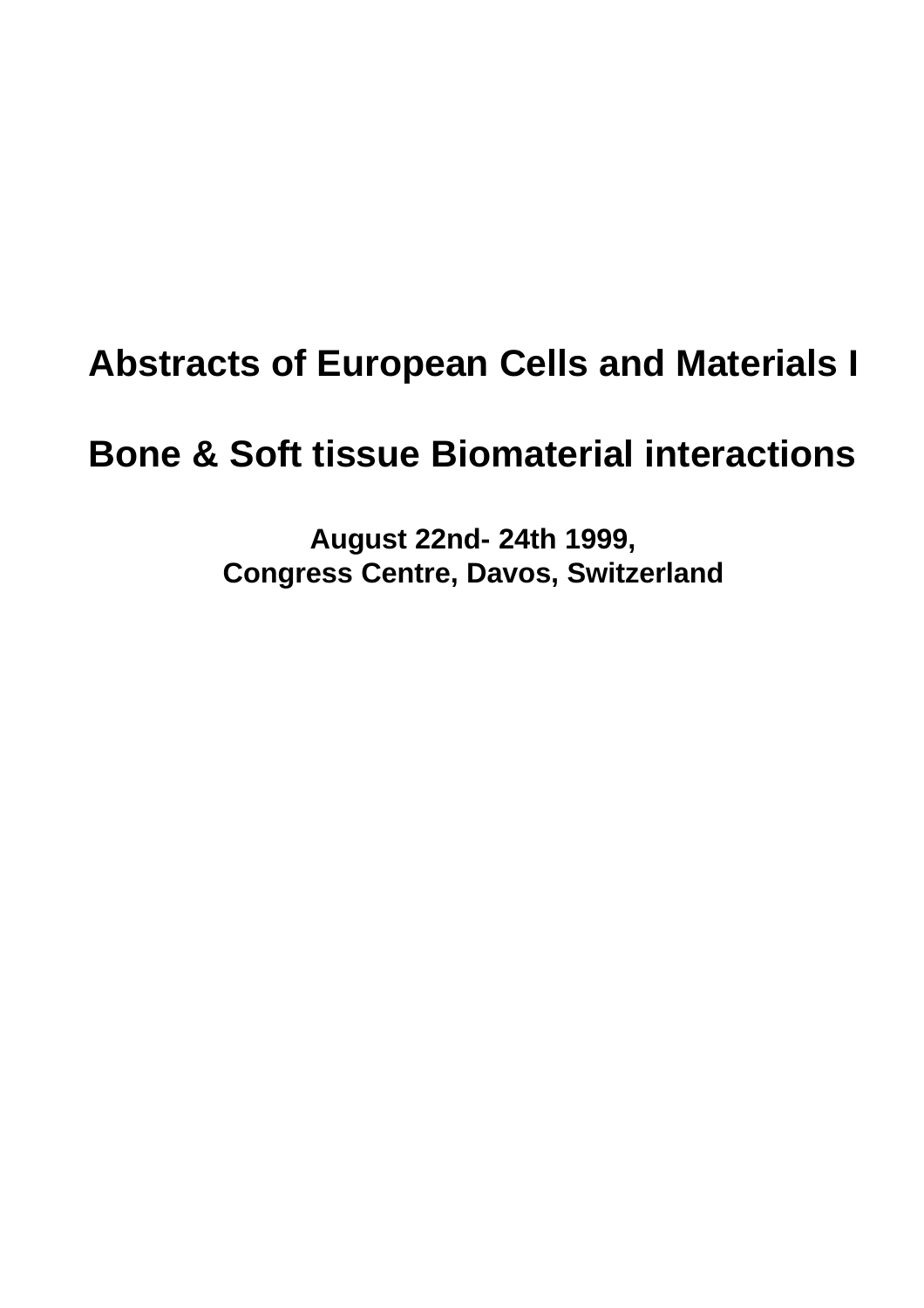# Abstracts of European Cells and Materials I

# Bone & Soft tissue Biomaterial interactions

**August 22nd- 24th 1999,**
**Congress Centre, Davos, Switzerland**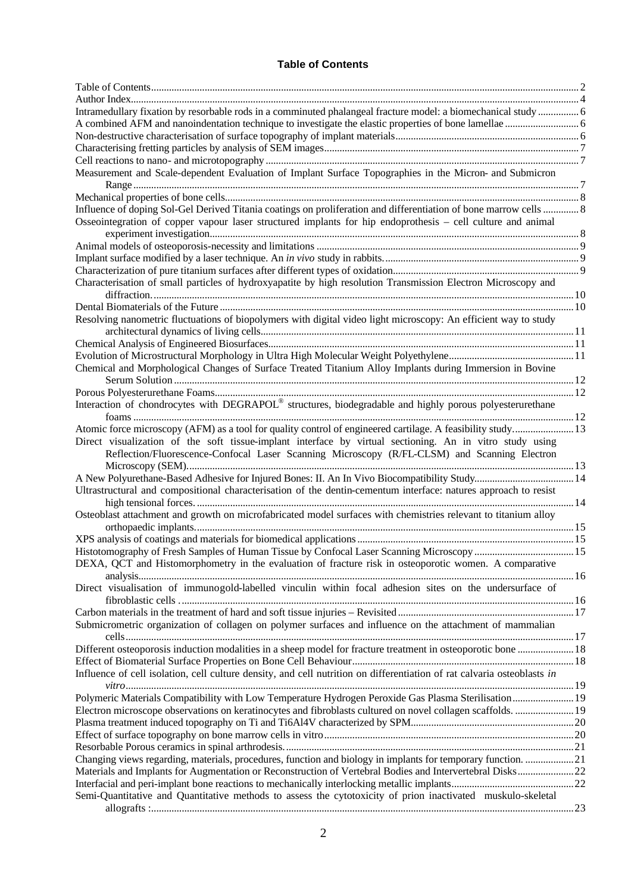# Table of Contents

| Title | Page |
|---|---|
| Table of Contents | 2 |
| Author Index | 4 |
| Intramedullary fixation by resorbable rods in a comminuted phalangeal fracture model: a biomechanical study | 6 |
| A combined AFM and nanoindentation technique to investigate the elastic properties of bone lamellae | 6 |
| Non-destructive characterisation of surface topography of implant materials | 6 |
| Characterising fretting particles by analysis of SEM images | 7 |
| Cell reactions to nano- and microtopography | 7 |
| Measurement and Scale-dependent Evaluation of Implant Surface Topographies in the Micron- and Submicron Range | 7 |
| Mechanical properties of bone cells | 8 |
| Influence of doping Sol-Gel Derived Titania coatings on proliferation and differentiation of bone marrow cells | 8 |
| Osseointegration of copper vapour laser structured implants for hip endoprothesis – cell culture and animal experiment investigation | 8 |
| Animal models of osteoporosis-necessity and limitations | 9 |
| Implant surface modified by a laser technique. An *in vivo* study in rabbits. | 9 |
| Characterization of pure titanium surfaces after different types of oxidation | 9 |
| Characterisation of small particles of hydroxyapatite by high resolution Transmission Electron Microscopy and diffraction. | 10 |
| Dental Biomaterials of the Future | 10 |
| Resolving nanometric fluctuations of biopolymers with digital video light microscopy: An efficient way to study architectural dynamics of living cells | 11 |
| Chemical Analysis of Engineered Biosurfaces | 11 |
| Evolution of Microstructural Morphology in Ultra High Molecular Weight Polyethylene | 11 |
| Chemical and Morphological Changes of Surface Treated Titanium Alloy Implants during Immersion in Bovine Serum Solution | 12 |
| Porous Polyesterurethane Foams | 12 |
| Interaction of chondrocytes with DEGRAPOL® structures, biodegradable and highly porous polyesterurethane foams | 12 |
| Atomic force microscopy (AFM) as a tool for quality control of engineered cartilage. A feasibility study. | 13 |
| Direct visualization of the soft tissue-implant interface by virtual sectioning. An in vitro study using Reflection/Fluorescence-Confocal Laser Scanning Microscopy (R/FL-CLSM) and Scanning Electron Microscopy (SEM). | 13 |
| A New Polyurethane-Based Adhesive for Injured Bones: II. An In Vivo Biocompatibility Study | 14 |
| Ultrastructural and compositional characterisation of the dentin-cementum interface: natures approach to resist high tensional forces. | 14 |
| Osteoblast attachment and growth on microfabricated model surfaces with chemistries relevant to titanium alloy orthopaedic implants. | 15 |
| XPS analysis of coatings and materials for biomedical applications | 15 |
| Histotomography of Fresh Samples of Human Tissue by Confocal Laser Scanning Microscopy | 15 |
| DEXA, QCT and Histomorphometry in the evaluation of fracture risk in osteoporotic women. A comparative analysis | 16 |
| Direct visualisation of immunogold-labelled vinculin within focal adhesion sites on the undersurface of fibroblastic cells . | 16 |
| Carbon materials in the treatment of hard and soft tissue injuries – Revisited | 17 |
| Submicrometric organization of collagen on polymer surfaces and influence on the attachment of mammalian cells | 17 |
| Different osteoporosis induction modalities in a sheep model for fracture treatment in osteoporotic bone | 18 |
| Effect of Biomaterial Surface Properties on Bone Cell Behaviour | 18 |
| Influence of cell isolation, cell culture density, and cell nutrition on differentiation of rat calvaria osteoblasts *in vitro* | 19 |
| Polymeric Materials Compatibility with Low Temperature Hydrogen Peroxide Gas Plasma Sterilisation | 19 |
| Electron microscope observations on keratinocytes and fibroblasts cultured on novel collagen scaffolds. | 19 |
| Plasma treatment induced topography on Ti and Ti6Al4V characterized by SPM | 20 |
| Effect of surface topography on bone marrow cells in vitro | 20 |
| Resorbable Porous ceramics in spinal arthrodesis. | 21 |
| Changing views regarding, materials, procedures, function and biology in implants for temporary function. | 21 |
| Materials and Implants for Augmentation or Reconstruction of Vertebral Bodies and Intervertebral Disks | 22 |
| Interfacial and peri-implant bone reactions to mechanically interlocking metallic implants | 22 |
| Semi-Quantitative and Quantitative methods to assess the cytotoxicity of prion inactivated muskulo-skeletal allografts : | 23 |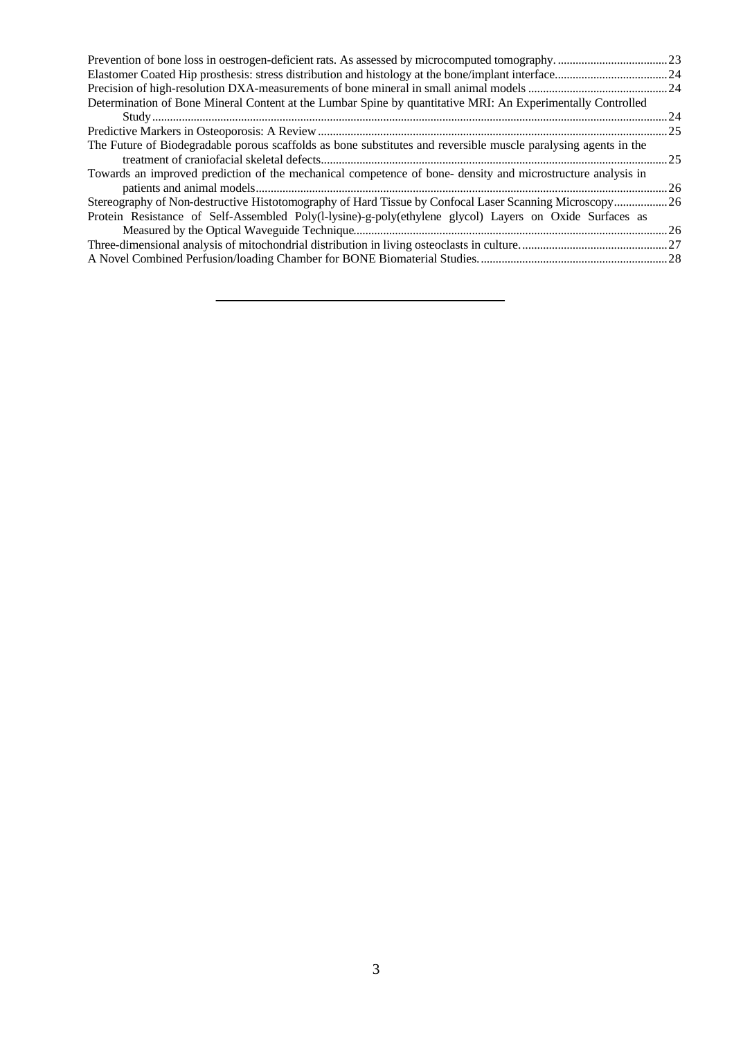Prevention of bone loss in oestrogen-deficient rats. As assessed by microcomputed tomography. .....................................23
Elastomer Coated Hip prosthesis: stress distribution and histology at the bone/implant interface......................................24
Precision of high-resolution DXA-measurements of bone mineral in small animal models ...............................................24
Determination of Bone Mineral Content at the Lumbar Spine by quantitative MRI: An Experimentally Controlled Study.............................................................................................................................................................................24
Predictive Markers in Osteoporosis: A Review ......................................................................................................................25
The Future of Biodegradable porous scaffolds as bone substitutes and reversible muscle paralysing agents in the treatment of craniofacial skeletal defects.....................................................................................................................25
Towards an improved prediction of the mechanical competence of bone- density and microstructure analysis in patients and animal models..........................................................................................................................................26
Stereography of Non-destructive Histotomography of Hard Tissue by Confocal Laser Scanning Microscopy..................26
Protein Resistance of Self-Assembled Poly(l-lysine)-g-poly(ethylene glycol) Layers on Oxide Surfaces as Measured by the Optical Waveguide Technique..........................................................................................................26
Three-dimensional analysis of mitochondrial distribution in living osteoclasts in culture..................................................27
A Novel Combined Perfusion/loading Chamber for BONE Biomaterial Studies...............................................................28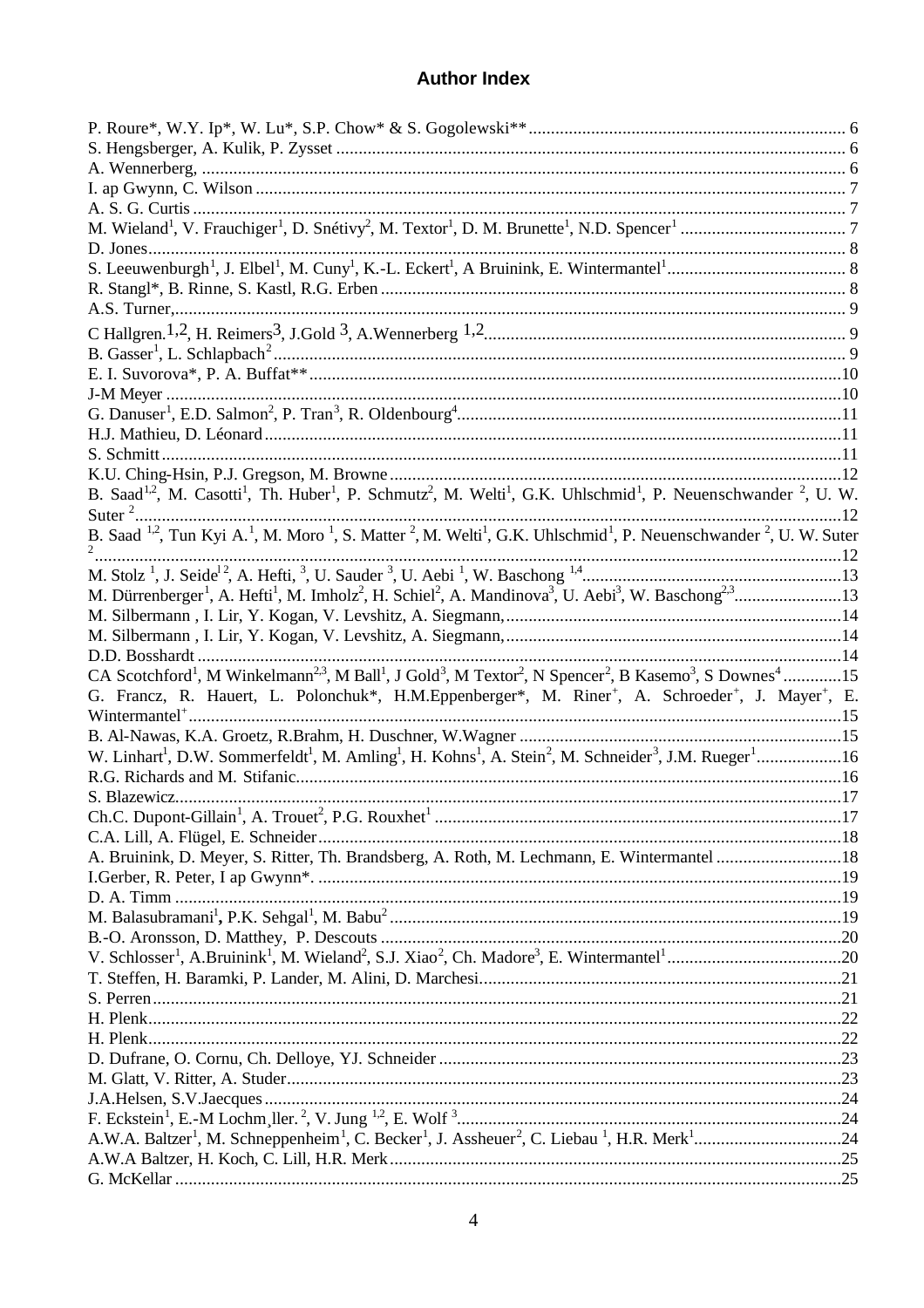# Author Index

P. Roure*, W.Y. Ip*, W. Lu*, S.P. Chow* & S. Gogolewski** ........................................ 6
S. Hengsberger, A. Kulik, P. Zysset ........................................ 6
A. Wennerberg, ........................................ 6
I. ap Gwynn, C. Wilson ........................................ 7
A. S. G. Curtis ........................................ 7
M. Wieland[1], V. Frauchiger[1], D. Snétivy[2], M. Textor[1], D. M. Brunette[1], N.D. Spencer[1] ........................................ 7
D. Jones ........................................ 8
S. Leeuwenburgh[1], J. Elbel[1], M. Cuny[1], K.-L. Eckert[1], A Bruinink, E. Wintermantel[1] ........................................ 8
R. Stangl*, B. Rinne, S. Kastl, R.G. Erben ........................................ 8
A.S. Turner, ........................................ 9
C Hallgren.[1,2], H. Reimers[3], J.Gold [3], A.Wennerberg [1,2] ........................................ 9
B. Gasser[1], L. Schlapbach[2] ........................................ 9
E. I. Suvorova*, P. A. Buffat** ........................................ 10
J-M Meyer ........................................ 10
G. Danuser[1], E.D. Salmon[2], P. Tran[3], R. Oldenbourg[4] ........................................ 11
H.J. Mathieu, D. Léonard ........................................ 11
S. Schmitt ........................................ 11
K.U. Ching-Hsin, P.J. Gregson, M. Browne ........................................ 12
B. Saad[1,2], M. Casotti[1], Th. Huber[1], P. Schmutz[2], M. Welti[1], G.K. Uhlschmid[1], P. Neuenschwander [2], U. W. Suter [2] ........................................ 12
B. Saad [1,2], Tun Kyi A.[1], M. Moro [1], S. Matter [2], M. Welti[1], G.K. Uhlschmid[1], P. Neuenschwander [2], U. W. Suter [2] ........................................ 12
M. Stolz [1], J. Seidl [2], A. Hefti, [3], U. Sauder [3], U. Aebi [1], W. Baschong [1,4] ........................................ 13
M. Dürrenberger[1], A. Hefti[1], M. Imholz[2], H. Schiel[2], A. Mandinova[3], U. Aebi[3], W. Baschong[2,3] ........................................ 13
M. Silbermann , I. Lir, Y. Kogan, V. Levshitz, A. Siegmann, ........................................ 14
M. Silbermann , I. Lir, Y. Kogan, V. Levshitz, A. Siegmann, ........................................ 14
D.D. Bosshardt ........................................ 14
CA Scotchford[1], M Winkelmann[2,3], M Ball[1], J Gold[3], M Textor[2], N Spencer[2], B Kasemo[3], S Downes[4] ........................................ 15
G. Francz, R. Hauert, L. Polonchuk*, H.M.Eppenberger*, M. Riner[+], A. Schroeder[+], J. Mayer[+], E. Wintermantel[+] ........................................ 15
B. Al-Nawas, K.A. Groetz, R.Brahm, H. Duschner, W.Wagner ........................................ 15
W. Linhart[1], D.W. Sommerfeldt[1], M. Amling[1], H. Kohns[1], A. Stein[2], M. Schneider[3], J.M. Rueger[1] ........................................ 16
R.G. Richards and M. Stifanic ........................................ 16
S. Blazewicz ........................................ 17
Ch.C. Dupont-Gillain[1], A. Trouet[2], P.G. Rouxhet[1] ........................................ 17
C.A. Lill, A. Flügel, E. Schneider ........................................ 18
A. Bruinink, D. Meyer, S. Ritter, Th. Brandsberg, A. Roth, M. Lechmann, E. Wintermantel ........................................ 18
I.Gerber, R. Peter, I ap Gwynn*. ........................................ 19
D. A. Timm ........................................ 19
M. Balasubramani[1], P.K. Sehgal[1], M. Babu[2] ........................................ 19
B.-O. Aronsson, D. Matthey, P. Descouts ........................................ 20
V. Schlosser[1], A.Bruinink[1], M. Wieland[2], S.J. Xiao[2], Ch. Madore[3], E. Wintermantel[1] ........................................ 20
T. Steffen, H. Baramki, P. Lander, M. Alini, D. Marchesi ........................................ 21
S. Perren ........................................ 21
H. Plenk ........................................ 22
H. Plenk ........................................ 22
D. Dufrane, O. Cornu, Ch. Delloye, YJ. Schneider ........................................ 23
M. Glatt, V. Ritter, A. Studer ........................................ 23
J.A.Helsen, S.V.Jaecques ........................................ 24
F. Eckstein[1], E.-M Lochm¸ller. [2], V. Jung [1,2], E. Wolf [3] ........................................ 24
A.W.A. Baltzer[1], M. Schneppenheim[1], C. Becker[1], J. Assheuer[2], C. Liebau [1], H.R. Merk[1] ........................................ 24
A.W.A Baltzer, H. Koch, C. Lill, H.R. Merk ........................................ 25
G. McKellar ........................................ 25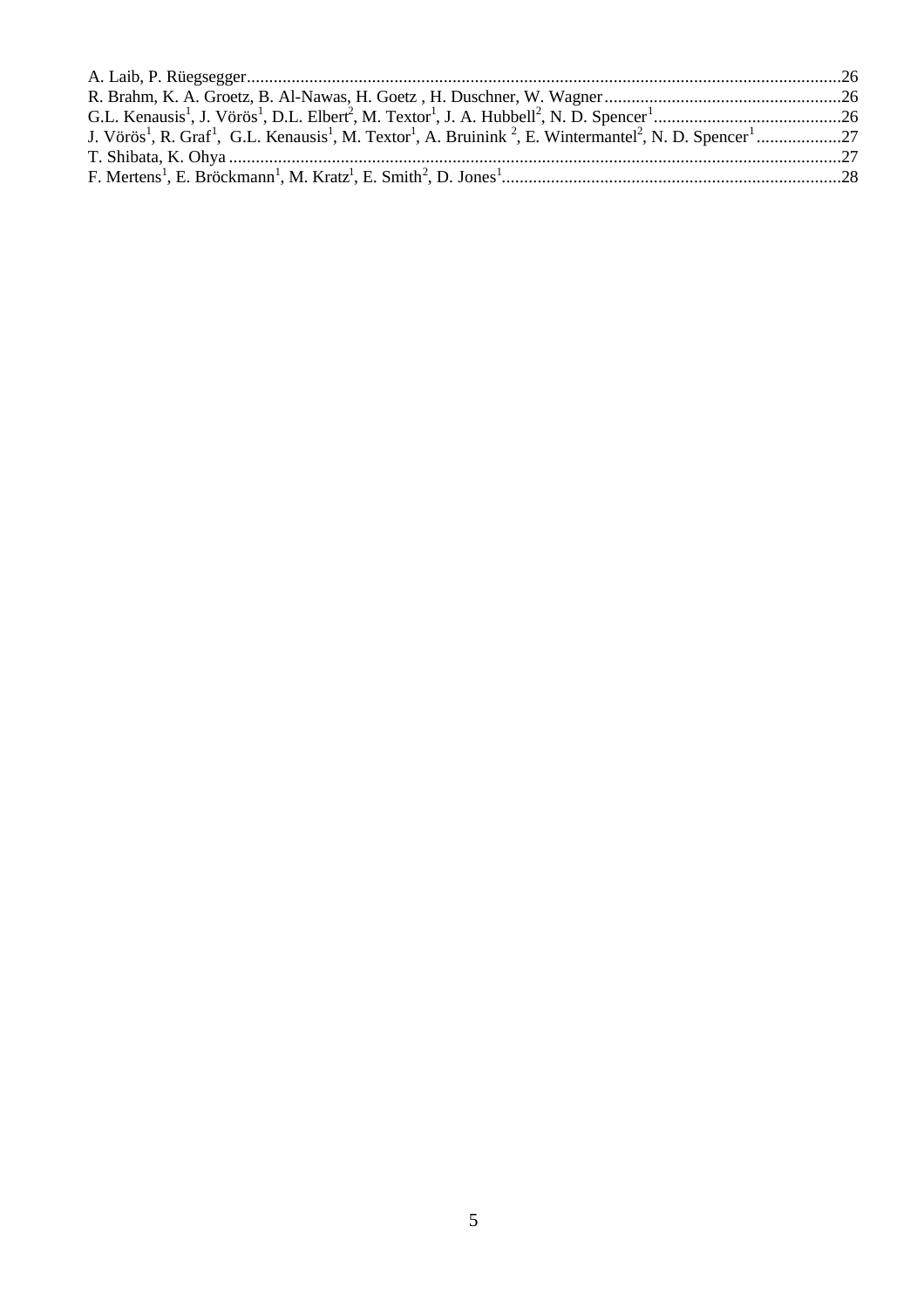A. Laib, P. Rüegsegger......................................................................................................................................26
R. Brahm, K. A. Groetz, B. Al-Nawas, H. Goetz , H. Duschner, W. Wagner.....................................................26
G.L. Kenausis[1], J. Vörös[1], D.L. Elbert[2], M. Textor[1], J. A. Hubbell[2], N. D. Spencer[1]..........................................26
J. Vörös[1], R. Graf[1], G.L. Kenausis[1], M. Textor[1], A. Bruinink [2], E. Wintermantel[2], N. D. Spencer[1]...................27
T. Shibata, K. Ohya ...........................................................................................................................................27
F. Mertens[1], E. Bröckmann[1], M. Kratz[1], E. Smith[2], D. Jones[1]............................................................................28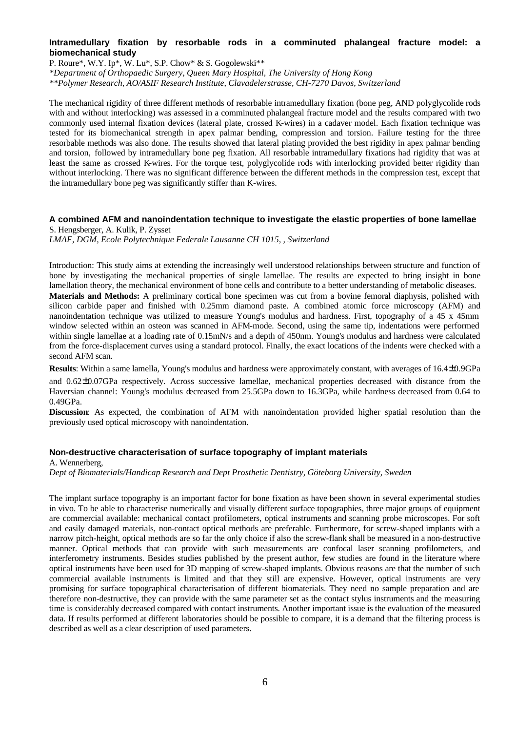### Intramedullary fixation by resorbable rods in a comminuted phalangeal fracture model: a biomechanical study

P. Roure*, W.Y. Ip*, W. Lu*, S.P. Chow* & S. Gogolewski**

*\*Department of Orthopaedic Surgery, Queen Mary Hospital, The University of Hong Kong*

*\*\*Polymer Research, AO/ASIF Research Institute, Clavadelerstrasse, CH-7270 Davos, Switzerland*

The mechanical rigidity of three different methods of resorbable intramedullary fixation (bone peg, AND polyglycolide rods with and without interlocking) was assessed in a comminuted phalangeal fracture model and the results compared with two commonly used internal fixation devices (lateral plate, crossed K-wires) in a cadaver model. Each fixation technique was tested for its biomechanical strength in apex palmar bending, compression and torsion. Failure testing for the three resorbable methods was also done. The results showed that lateral plating provided the best rigidity in apex palmar bending and torsion, followed by intramedullary bone peg fixation. All resorbable intramedullary fixations had rigidity that was at least the same as crossed K-wires. For the torque test, polyglycolide rods with interlocking provided better rigidity than without interlocking. There was no significant difference between the different methods in the compression test, except that the intramedullary bone peg was significantly stiffer than K-wires.

### A combined AFM and nanoindentation technique to investigate the elastic properties of bone lamellae

S. Hengsberger, A. Kulik, P. Zysset

*LMAF, DGM, Ecole Polytechnique Federale Lausanne CH 1015, , Switzerland*

Introduction: This study aims at extending the increasingly well understood relationships between structure and function of bone by investigating the mechanical properties of single lamellae. The results are expected to bring insight in bone lamellation theory, the mechanical environment of bone cells and contribute to a better understanding of metabolic diseases.

**Materials and Methods:** A preliminary cortical bone specimen was cut from a bovine femoral diaphysis, polished with silicon carbide paper and finished with 0.25mm diamond paste. A combined atomic force microscopy (AFM) and nanoindentation technique was utilized to measure Young's modulus and hardness. First, topography of a 45 x 45mm window selected within an osteon was scanned in AFM-mode. Second, using the same tip, indentations were performed within single lamellae at a loading rate of 0.15mN/s and a depth of 450nm. Young's modulus and hardness were calculated from the force-displacement curves using a standard protocol. Finally, the exact locations of the indents were checked with a second AFM scan.

**Results**: Within a same lamella, Young's modulus and hardness were approximately constant, with averages of 16.4±0.9GPa and 0.62±0.07GPa respectively. Across successive lamellae, mechanical properties decreased with distance from the Haversian channel: Young's modulus decreased from 25.5GPa down to 16.3GPa, while hardness decreased from 0.64 to 0.49GPa.

**Discussion**: As expected, the combination of AFM with nanoindentation provided higher spatial resolution than the previously used optical microscopy with nanoindentation.

### Non-destructive characterisation of surface topography of implant materials

A. Wennerberg,

*Dept of Biomaterials/Handicap Research and Dept Prosthetic Dentistry, Göteborg University, Sweden*

The implant surface topography is an important factor for bone fixation as have been shown in several experimental studies in vivo. To be able to characterise numerically and visually different surface topographies, three major groups of equipment are commercial available: mechanical contact profilometers, optical instruments and scanning probe microscopes. For soft and easily damaged materials, non-contact optical methods are preferable. Furthermore, for screw-shaped implants with a narrow pitch-height, optical methods are so far the only choice if also the screw-flank shall be measured in a non-destructive manner. Optical methods that can provide with such measurements are confocal laser scanning profilometers, and interferometry instruments. Besides studies published by the present author, few studies are found in the literature where optical instruments have been used for 3D mapping of screw-shaped implants. Obvious reasons are that the number of such commercial available instruments is limited and that they still are expensive. However, optical instruments are very promising for surface topographical characterisation of different biomaterials. They need no sample preparation and are therefore non-destructive, they can provide with the same parameter set as the contact stylus instruments and the measuring time is considerably decreased compared with contact instruments. Another important issue is the evaluation of the measured data. If results performed at different laboratories should be possible to compare, it is a demand that the filtering process is described as well as a clear description of used parameters.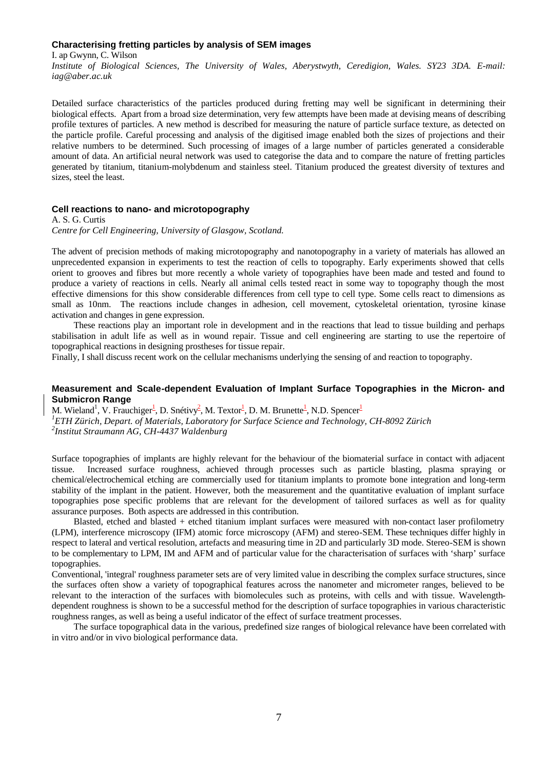### Characterising fretting particles by analysis of SEM images

I. ap Gwynn, C. Wilson

*Institute of Biological Sciences, The University of Wales, Aberystwyth, Ceredigion, Wales. SY23 3DA. E-mail: iag@aber.ac.uk*

Detailed surface characteristics of the particles produced during fretting may well be significant in determining their biological effects. Apart from a broad size determination, very few attempts have been made at devising means of describing profile textures of particles. A new method is described for measuring the nature of particle surface texture, as detected on the particle profile. Careful processing and analysis of the digitised image enabled both the sizes of projections and their relative numbers to be determined. Such processing of images of a large number of particles generated a considerable amount of data. An artificial neural network was used to categorise the data and to compare the nature of fretting particles generated by titanium, titanium-molybdenum and stainless steel. Titanium produced the greatest diversity of textures and sizes, steel the least.

### Cell reactions to nano- and microtopography

A. S. G. Curtis

*Centre for Cell Engineering, University of Glasgow, Scotland.*

The advent of precision methods of making microtopography and nanotopography in a variety of materials has allowed an unprecedented expansion in experiments to test the reaction of cells to topography. Early experiments showed that cells orient to grooves and fibres but more recently a whole variety of topographies have been made and tested and found to produce a variety of reactions in cells. Nearly all animal cells tested react in some way to topography though the most effective dimensions for this show considerable differences from cell type to cell type. Some cells react to dimensions as small as 10nm. The reactions include changes in adhesion, cell movement, cytoskeletal orientation, tyrosine kinase activation and changes in gene expression.

These reactions play an important role in development and in the reactions that lead to tissue building and perhaps stabilisation in adult life as well as in wound repair. Tissue and cell engineering are starting to use the repertoire of topographical reactions in designing prostheses for tissue repair.

Finally, I shall discuss recent work on the cellular mechanisms underlying the sensing of and reaction to topography.

### Measurement and Scale-dependent Evaluation of Implant Surface Topographies in the Micron- and Submicron Range

M. Wieland[1], V. Frauchiger[1], D. Snétivy[2], M. Textor[1], D. M. Brunette[1], N.D. Spencer[1]

[1]*ETH Zürich, Depart. of Materials, Laboratory for Surface Science and Technology, CH-8092 Zürich*

[2]*Institut Straumann AG, CH-4437 Waldenburg*

Surface topographies of implants are highly relevant for the behaviour of the biomaterial surface in contact with adjacent tissue. Increased surface roughness, achieved through processes such as particle blasting, plasma spraying or chemical/electrochemical etching are commercially used for titanium implants to promote bone integration and long-term stability of the implant in the patient. However, both the measurement and the quantitative evaluation of implant surface topographies pose specific problems that are relevant for the development of tailored surfaces as well as for quality assurance purposes. Both aspects are addressed in this contribution.

Blasted, etched and blasted + etched titanium implant surfaces were measured with non-contact laser profilometry (LPM), interference microscopy (IFM) atomic force microscopy (AFM) and stereo-SEM. These techniques differ highly in respect to lateral and vertical resolution, artefacts and measuring time in 2D and particularly 3D mode. Stereo-SEM is shown to be complementary to LPM, IM and AFM and of particular value for the characterisation of surfaces with 'sharp' surface topographies.

Conventional, 'integral' roughness parameter sets are of very limited value in describing the complex surface structures, since the surfaces often show a variety of topographical features across the nanometer and micrometer ranges, believed to be relevant to the interaction of the surfaces with biomolecules such as proteins, with cells and with tissue. Wavelength-dependent roughness is shown to be a successful method for the description of surface topographies in various characteristic roughness ranges, as well as being a useful indicator of the effect of surface treatment processes.

The surface topographical data in the various, predefined size ranges of biological relevance have been correlated with in vitro and/or in vivo biological performance data.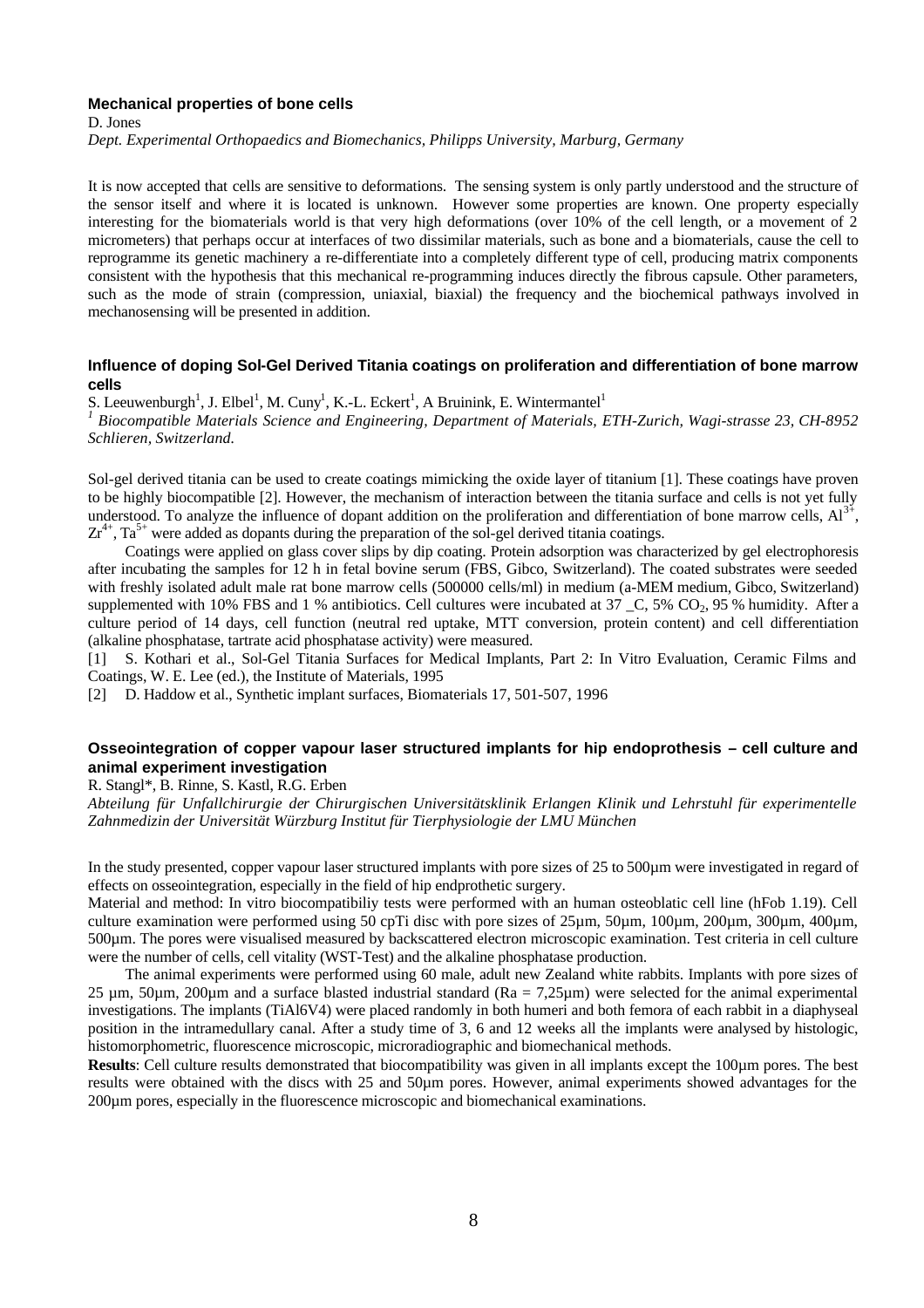### Mechanical properties of bone cells

D. Jones

*Dept. Experimental Orthopaedics and Biomechanics, Philipps University, Marburg, Germany*

It is now accepted that cells are sensitive to deformations. The sensing system is only partly understood and the structure of the sensor itself and where it is located is unknown. However some properties are known. One property especially interesting for the biomaterials world is that very high deformations (over 10% of the cell length, or a movement of 2 micrometers) that perhaps occur at interfaces of two dissimilar materials, such as bone and a biomaterials, cause the cell to reprogramme its genetic machinery a re-differentiate into a completely different type of cell, producing matrix components consistent with the hypothesis that this mechanical re-programming induces directly the fibrous capsule. Other parameters, such as the mode of strain (compression, uniaxial, biaxial) the frequency and the biochemical pathways involved in mechanosensing will be presented in addition.

### Influence of doping Sol-Gel Derived Titania coatings on proliferation and differentiation of bone marrow cells

S. Leeuwenburgh[1], J. Elbel[1], M. Cuny[1], K.-L. Eckert[1], A Bruinink, E. Wintermantel[1]

[1] *Biocompatible Materials Science and Engineering, Department of Materials, ETH-Zurich, Wagi-strasse 23, CH-8952 Schlieren, Switzerland.*

Sol-gel derived titania can be used to create coatings mimicking the oxide layer of titanium [1]. These coatings have proven to be highly biocompatible [2]. However, the mechanism of interaction between the titania surface and cells is not yet fully understood. To analyze the influence of dopant addition on the proliferation and differentiation of bone marrow cells, $Al^{3+}$, $Zr^{4+}$, $Ta^{5+}$ were added as dopants during the preparation of the sol-gel derived titania coatings.

Coatings were applied on glass cover slips by dip coating. Protein adsorption was characterized by gel electrophoresis after incubating the samples for 12 h in fetal bovine serum (FBS, Gibco, Switzerland). The coated substrates were seeded with freshly isolated adult male rat bone marrow cells (500000 cells/ml) in medium (a-MEM medium, Gibco, Switzerland) supplemented with 10% FBS and 1 % antibiotics. Cell cultures were incubated at 37 _C, 5% $CO_2$, 95 % humidity. After a culture period of 14 days, cell function (neutral red uptake, MTT conversion, protein content) and cell differentiation (alkaline phosphatase, tartrate acid phosphatase activity) were measured.

[1] S. Kothari et al., Sol-Gel Titania Surfaces for Medical Implants, Part 2: In Vitro Evaluation, Ceramic Films and Coatings, W. E. Lee (ed.), the Institute of Materials, 1995

[2] D. Haddow et al., Synthetic implant surfaces, Biomaterials 17, 501-507, 1996

### Osseointegration of copper vapour laser structured implants for hip endoprothesis – cell culture and animal experiment investigation

R. Stangl*, B. Rinne, S. Kastl, R.G. Erben

*Abteilung für Unfallchirurgie der Chirurgischen Universitätsklinik Erlangen Klinik und Lehrstuhl für experimentelle Zahnmedizin der Universität Würzburg Institut für Tierphysiologie der LMU München*

In the study presented, copper vapour laser structured implants with pore sizes of 25 to 500µm were investigated in regard of effects on osseointegration, especially in the field of hip endprothetic surgery.

Material and method: In vitro biocompatibiliy tests were performed with an human osteoblatic cell line (hFob 1.19). Cell culture examination were performed using 50 cpTi disc with pore sizes of 25µm, 50µm, 100µm, 200µm, 300µm, 400µm, 500µm. The pores were visualised measured by backscattered electron microscopic examination. Test criteria in cell culture were the number of cells, cell vitality (WST-Test) and the alkaline phosphatase production.

The animal experiments were performed using 60 male, adult new Zealand white rabbits. Implants with pore sizes of 25 µm, 50µm, 200µm and a surface blasted industrial standard (Ra = 7,25µm) were selected for the animal experimental investigations. The implants (TiAl6V4) were placed randomly in both humeri and both femora of each rabbit in a diaphyseal position in the intramedullary canal. After a study time of 3, 6 and 12 weeks all the implants were analysed by histologic, histomorphometric, fluorescence microscopic, microradiographic and biomechanical methods.

**Results**: Cell culture results demonstrated that biocompatibility was given in all implants except the 100µm pores. The best results were obtained with the discs with 25 and 50µm pores. However, animal experiments showed advantages for the 200µm pores, especially in the fluorescence microscopic and biomechanical examinations.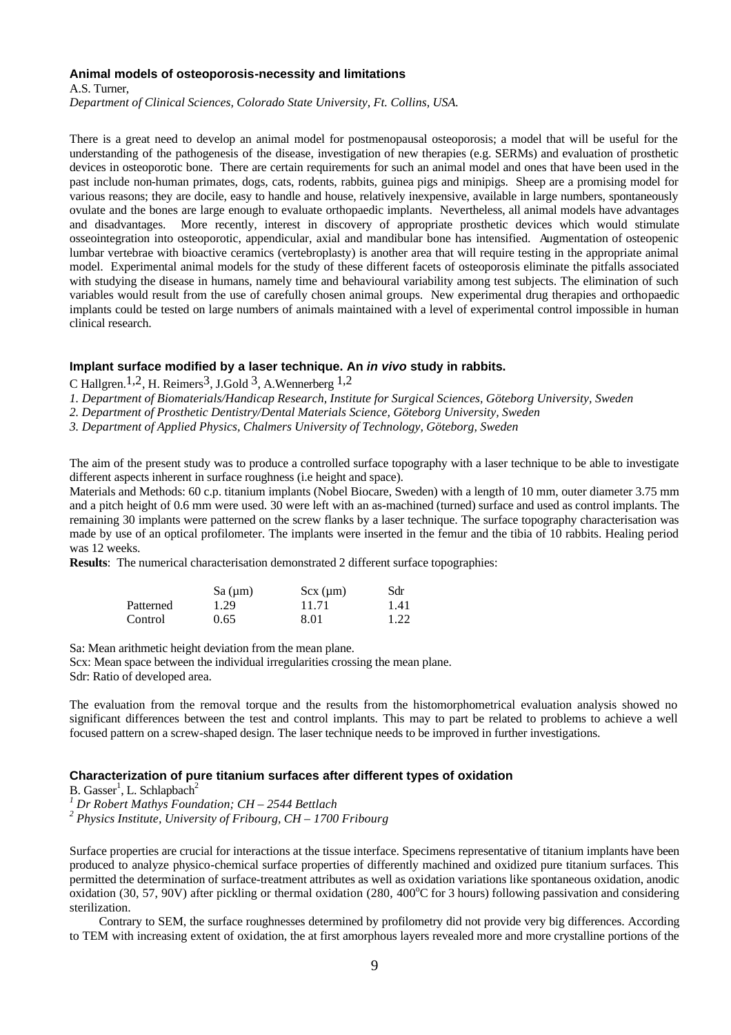### Animal models of osteoporosis-necessity and limitations

A.S. Turner,

*Department of Clinical Sciences, Colorado State University, Ft. Collins, USA.*

There is a great need to develop an animal model for postmenopausal osteoporosis; a model that will be useful for the understanding of the pathogenesis of the disease, investigation of new therapies (e.g. SERMs) and evaluation of prosthetic devices in osteoporotic bone. There are certain requirements for such an animal model and ones that have been used in the past include non-human primates, dogs, cats, rodents, rabbits, guinea pigs and minipigs. Sheep are a promising model for various reasons; they are docile, easy to handle and house, relatively inexpensive, available in large numbers, spontaneously ovulate and the bones are large enough to evaluate orthopaedic implants. Nevertheless, all animal models have advantages and disadvantages. More recently, interest in discovery of appropriate prosthetic devices which would stimulate osseointegration into osteoporotic, appendicular, axial and mandibular bone has intensified. Augmentation of osteopenic lumbar vertebrae with bioactive ceramics (vertebroplasty) is another area that will require testing in the appropriate animal model. Experimental animal models for the study of these different facets of osteoporosis eliminate the pitfalls associated with studying the disease in humans, namely time and behavioural variability among test subjects. The elimination of such variables would result from the use of carefully chosen animal groups. New experimental drug therapies and orthopaedic implants could be tested on large numbers of animals maintained with a level of experimental control impossible in human clinical research.

### Implant surface modified by a laser technique. An *in vivo* study in rabbits.

C Hallgren.[1,2], H. Reimers[3], J.Gold [3], A.Wennerberg [1,2]

*1. Department of Biomaterials/Handicap Research, Institute for Surgical Sciences, Göteborg University, Sweden*

*2. Department of Prosthetic Dentistry/Dental Materials Science, Göteborg University, Sweden*

*3. Department of Applied Physics, Chalmers University of Technology, Göteborg, Sweden*

The aim of the present study was to produce a controlled surface topography with a laser technique to be able to investigate different aspects inherent in surface roughness (i.e height and space).

Materials and Methods: 60 c.p. titanium implants (Nobel Biocare, Sweden) with a length of 10 mm, outer diameter 3.75 mm and a pitch height of 0.6 mm were used. 30 were left with an as-machined (turned) surface and used as control implants. The remaining 30 implants were patterned on the screw flanks by a laser technique. The surface topography characterisation was made by use of an optical profilometer. The implants were inserted in the femur and the tibia of 10 rabbits. Healing period was 12 weeks.

**Results**: The numerical characterisation demonstrated 2 different surface topographies:

| | Sa (µm) | Scx (µm) | Sdr |
|---|---|---|---|
| Patterned | 1.29 | 11.71 | 1.41 |
| Control | 0.65 | 8.01 | 1.22 |

Sa: Mean arithmetic height deviation from the mean plane.

Scx: Mean space between the individual irregularities crossing the mean plane.

Sdr: Ratio of developed area.

The evaluation from the removal torque and the results from the histomorphometrical evaluation analysis showed no significant differences between the test and control implants. This may to part be related to problems to achieve a well focused pattern on a screw-shaped design. The laser technique needs to be improved in further investigations.

### Characterization of pure titanium surfaces after different types of oxidation

B. Gasser[1], L. Schlapbach[2]

*[1] Dr Robert Mathys Foundation; CH – 2544 Bettlach*

*[2] Physics Institute, University of Fribourg, CH – 1700 Fribourg*

Surface properties are crucial for interactions at the tissue interface. Specimens representative of titanium implants have been produced to analyze physico-chemical surface properties of differently machined and oxidized pure titanium surfaces. This permitted the determination of surface-treatment attributes as well as oxidation variations like spontaneous oxidation, anodic oxidation (30, 57, 90V) after pickling or thermal oxidation (280, 400°C for 3 hours) following passivation and considering sterilization.

Contrary to SEM, the surface roughnesses determined by profilometry did not provide very big differences. According to TEM with increasing extent of oxidation, the at first amorphous layers revealed more and more crystalline portions of the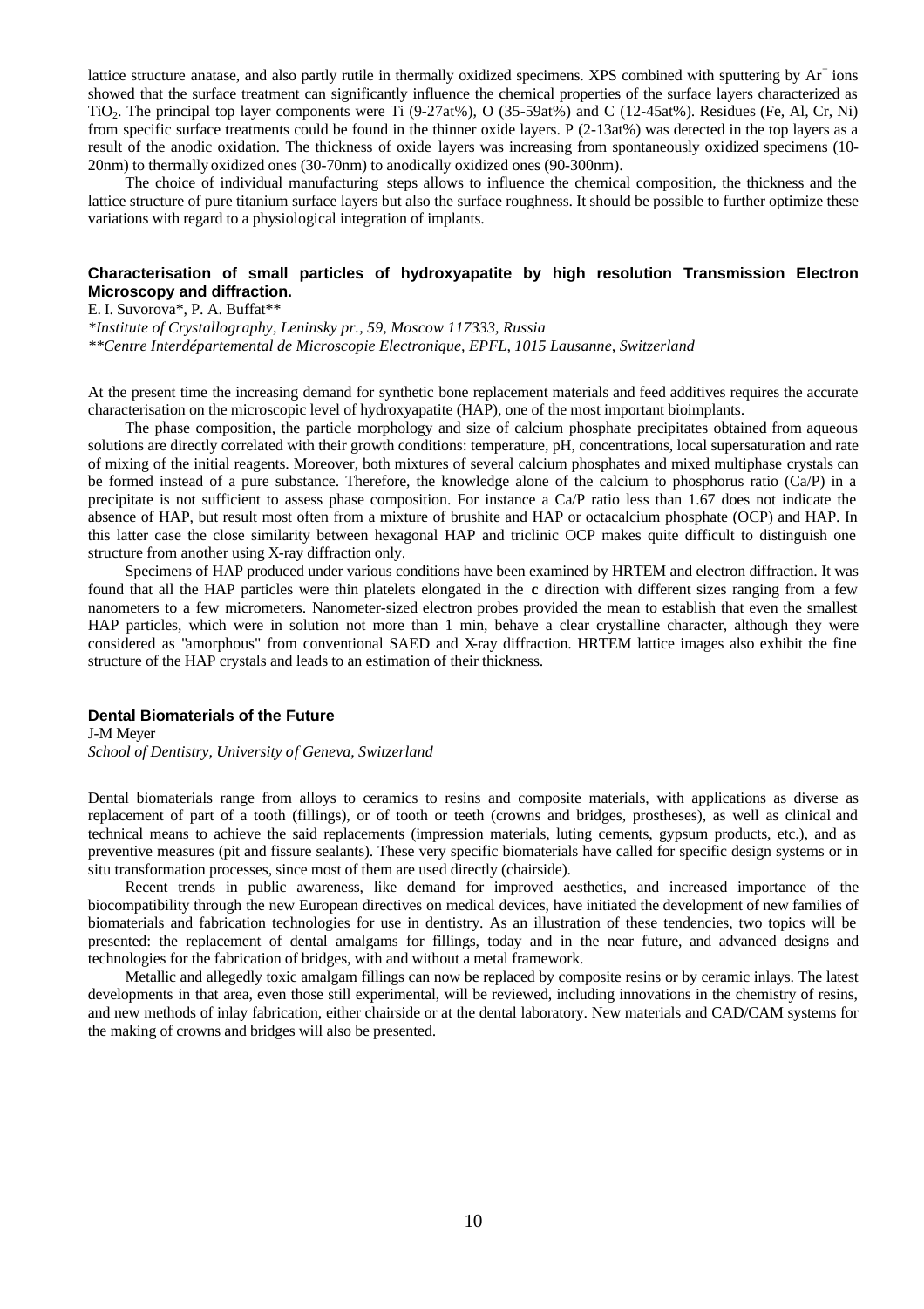lattice structure anatase, and also partly rutile in thermally oxidized specimens. XPS combined with sputtering by $Ar^+$ ions showed that the surface treatment can significantly influence the chemical properties of the surface layers characterized as $TiO_2$. The principal top layer components were Ti (9-27at%), O (35-59at%) and C (12-45at%). Residues (Fe, Al, Cr, Ni) from specific surface treatments could be found in the thinner oxide layers. P (2-13at%) was detected in the top layers as a result of the anodic oxidation. The thickness of oxide layers was increasing from spontaneously oxidized specimens (10-20nm) to thermally oxidized ones (30-70nm) to anodically oxidized ones (90-300nm).

The choice of individual manufacturing steps allows to influence the chemical composition, the thickness and the lattice structure of pure titanium surface layers but also the surface roughness. It should be possible to further optimize these variations with regard to a physiological integration of implants.

### Characterisation of small particles of hydroxyapatite by high resolution Transmission Electron Microscopy and diffraction.

E. I. Suvorova*, P. A. Buffat**

*\*Institute of Crystallography, Leninsky pr., 59, Moscow 117333, Russia*

*\*\*Centre Interdépartemental de Microscopie Electronique, EPFL, 1015 Lausanne, Switzerland*

At the present time the increasing demand for synthetic bone replacement materials and feed additives requires the accurate characterisation on the microscopic level of hydroxyapatite (HAP), one of the most important bioimplants.

The phase composition, the particle morphology and size of calcium phosphate precipitates obtained from aqueous solutions are directly correlated with their growth conditions: temperature, pH, concentrations, local supersaturation and rate of mixing of the initial reagents. Moreover, both mixtures of several calcium phosphates and mixed multiphase crystals can be formed instead of a pure substance. Therefore, the knowledge alone of the calcium to phosphorus ratio (Ca/P) in a precipitate is not sufficient to assess phase composition. For instance a Ca/P ratio less than 1.67 does not indicate the absence of HAP, but result most often from a mixture of brushite and HAP or octacalcium phosphate (OCP) and HAP. In this latter case the close similarity between hexagonal HAP and triclinic OCP makes quite difficult to distinguish one structure from another using X-ray diffraction only.

Specimens of HAP produced under various conditions have been examined by HRTEM and electron diffraction. It was found that all the HAP particles were thin platelets elongated in the **c** direction with different sizes ranging from a few nanometers to a few micrometers. Nanometer-sized electron probes provided the mean to establish that even the smallest HAP particles, which were in solution not more than 1 min, behave a clear crystalline character, although they were considered as "amorphous" from conventional SAED and X-ray diffraction. HRTEM lattice images also exhibit the fine structure of the HAP crystals and leads to an estimation of their thickness.

### Dental Biomaterials of the Future

J-M Meyer

*School of Dentistry, University of Geneva, Switzerland*

Dental biomaterials range from alloys to ceramics to resins and composite materials, with applications as diverse as replacement of part of a tooth (fillings), or of tooth or teeth (crowns and bridges, prostheses), as well as clinical and technical means to achieve the said replacements (impression materials, luting cements, gypsum products, etc.), and as preventive measures (pit and fissure sealants). These very specific biomaterials have called for specific design systems or in situ transformation processes, since most of them are used directly (chairside).

Recent trends in public awareness, like demand for improved aesthetics, and increased importance of the biocompatibility through the new European directives on medical devices, have initiated the development of new families of biomaterials and fabrication technologies for use in dentistry. As an illustration of these tendencies, two topics will be presented: the replacement of dental amalgams for fillings, today and in the near future, and advanced designs and technologies for the fabrication of bridges, with and without a metal framework.

Metallic and allegedly toxic amalgam fillings can now be replaced by composite resins or by ceramic inlays. The latest developments in that area, even those still experimental, will be reviewed, including innovations in the chemistry of resins, and new methods of inlay fabrication, either chairside or at the dental laboratory. New materials and CAD/CAM systems for the making of crowns and bridges will also be presented.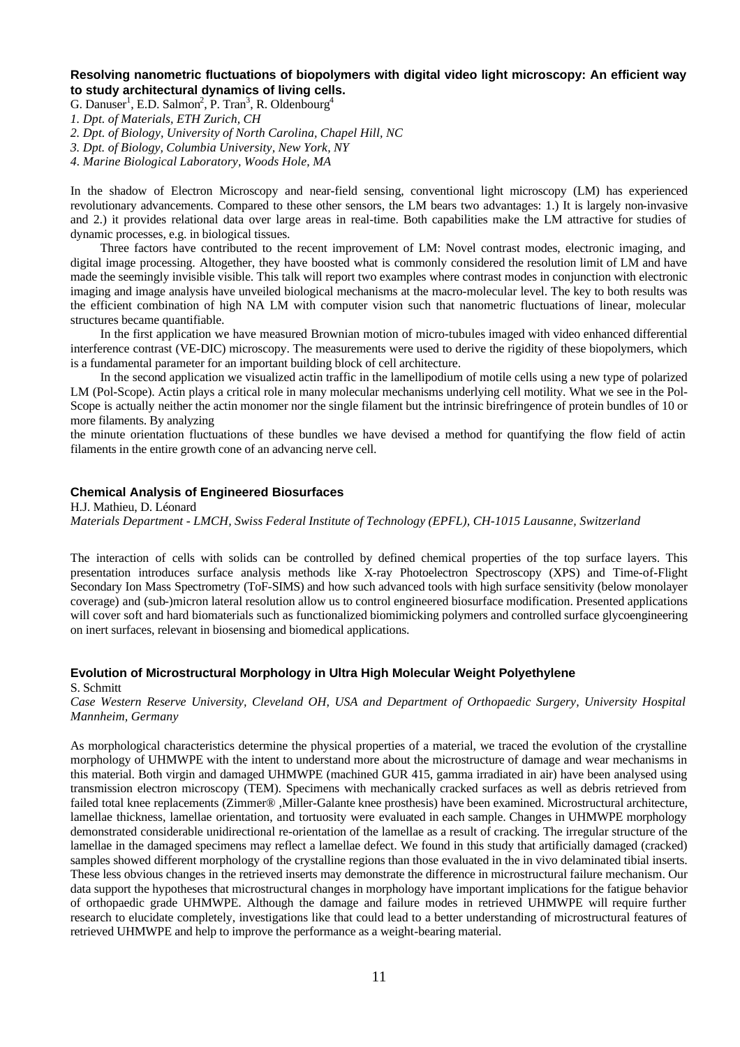### Resolving nanometric fluctuations of biopolymers with digital video light microscopy: An efficient way to study architectural dynamics of living cells.

G. Danuser[1], E.D. Salmon[2], P. Tran[3], R. Oldenbourg[4]

*1. Dpt. of Materials, ETH Zurich, CH*
*2. Dpt. of Biology, University of North Carolina, Chapel Hill, NC*
*3. Dpt. of Biology, Columbia University, New York, NY*
*4. Marine Biological Laboratory, Woods Hole, MA*

In the shadow of Electron Microscopy and near-field sensing, conventional light microscopy (LM) has experienced revolutionary advancements. Compared to these other sensors, the LM bears two advantages: 1.) It is largely non-invasive and 2.) it provides relational data over large areas in real-time. Both capabilities make the LM attractive for studies of dynamic processes, e.g. in biological tissues.

Three factors have contributed to the recent improvement of LM: Novel contrast modes, electronic imaging, and digital image processing. Altogether, they have boosted what is commonly considered the resolution limit of LM and have made the seemingly invisible visible. This talk will report two examples where contrast modes in conjunction with electronic imaging and image analysis have unveiled biological mechanisms at the macro-molecular level. The key to both results was the efficient combination of high NA LM with computer vision such that nanometric fluctuations of linear, molecular structures became quantifiable.

In the first application we have measured Brownian motion of micro-tubules imaged with video enhanced differential interference contrast (VE-DIC) microscopy. The measurements were used to derive the rigidity of these biopolymers, which is a fundamental parameter for an important building block of cell architecture.

In the second application we visualized actin traffic in the lamellipodium of motile cells using a new type of polarized LM (Pol-Scope). Actin plays a critical role in many molecular mechanisms underlying cell motility. What we see in the Pol-Scope is actually neither the actin monomer nor the single filament but the intrinsic birefringence of protein bundles of 10 or more filaments. By analyzing

the minute orientation fluctuations of these bundles we have devised a method for quantifying the flow field of actin filaments in the entire growth cone of an advancing nerve cell.

### Chemical Analysis of Engineered Biosurfaces

H.J. Mathieu, D. Léonard

*Materials Department - LMCH, Swiss Federal Institute of Technology (EPFL), CH-1015 Lausanne, Switzerland*

The interaction of cells with solids can be controlled by defined chemical properties of the top surface layers. This presentation introduces surface analysis methods like X-ray Photoelectron Spectroscopy (XPS) and Time-of-Flight Secondary Ion Mass Spectrometry (ToF-SIMS) and how such advanced tools with high surface sensitivity (below monolayer coverage) and (sub-)micron lateral resolution allow us to control engineered biosurface modification. Presented applications will cover soft and hard biomaterials such as functionalized biomimicking polymers and controlled surface glycoengineering on inert surfaces, relevant in biosensing and biomedical applications.

### Evolution of Microstructural Morphology in Ultra High Molecular Weight Polyethylene

S. Schmitt

*Case Western Reserve University, Cleveland OH, USA and Department of Orthopaedic Surgery, University Hospital Mannheim, Germany*

As morphological characteristics determine the physical properties of a material, we traced the evolution of the crystalline morphology of UHMWPE with the intent to understand more about the microstructure of damage and wear mechanisms in this material. Both virgin and damaged UHMWPE (machined GUR 415, gamma irradiated in air) have been analysed using transmission electron microscopy (TEM). Specimens with mechanically cracked surfaces as well as debris retrieved from failed total knee replacements (Zimmer® ,Miller-Galante knee prosthesis) have been examined. Microstructural architecture, lamellae thickness, lamellae orientation, and tortuosity were evaluated in each sample. Changes in UHMWPE morphology demonstrated considerable unidirectional re-orientation of the lamellae as a result of cracking. The irregular structure of the lamellae in the damaged specimens may reflect a lamellae defect. We found in this study that artificially damaged (cracked) samples showed different morphology of the crystalline regions than those evaluated in the in vivo delaminated tibial inserts. These less obvious changes in the retrieved inserts may demonstrate the difference in microstructural failure mechanism. Our data support the hypotheses that microstructural changes in morphology have important implications for the fatigue behavior of orthopaedic grade UHMWPE. Although the damage and failure modes in retrieved UHMWPE will require further research to elucidate completely, investigations like that could lead to a better understanding of microstructural features of retrieved UHMWPE and help to improve the performance as a weight-bearing material.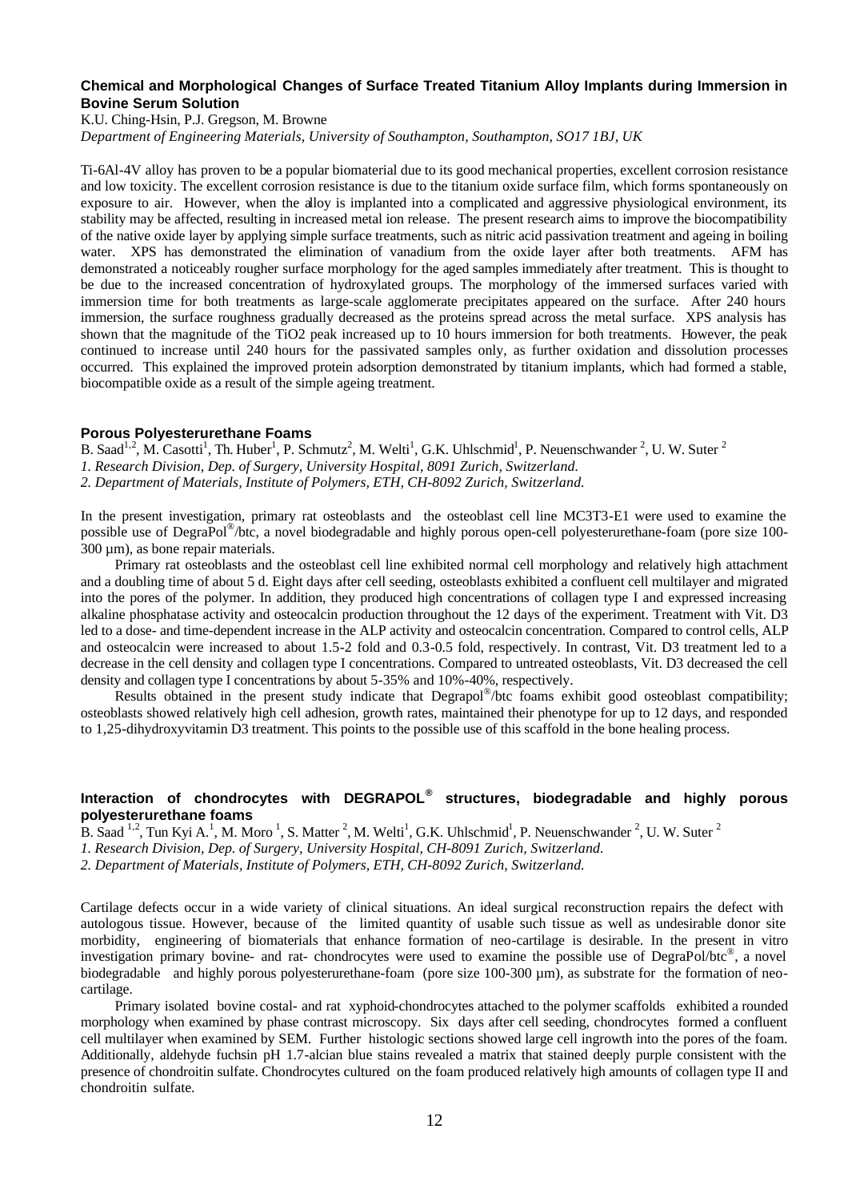### Chemical and Morphological Changes of Surface Treated Titanium Alloy Implants during Immersion in Bovine Serum Solution

K.U. Ching-Hsin, P.J. Gregson, M. Browne

*Department of Engineering Materials, University of Southampton, Southampton, SO17 1BJ, UK*

Ti-6Al-4V alloy has proven to be a popular biomaterial due to its good mechanical properties, excellent corrosion resistance and low toxicity. The excellent corrosion resistance is due to the titanium oxide surface film, which forms spontaneously on exposure to air. However, when the alloy is implanted into a complicated and aggressive physiological environment, its stability may be affected, resulting in increased metal ion release. The present research aims to improve the biocompatibility of the native oxide layer by applying simple surface treatments, such as nitric acid passivation treatment and ageing in boiling water. XPS has demonstrated the elimination of vanadium from the oxide layer after both treatments. AFM has demonstrated a noticeably rougher surface morphology for the aged samples immediately after treatment. This is thought to be due to the increased concentration of hydroxylated groups. The morphology of the immersed surfaces varied with immersion time for both treatments as large-scale agglomerate precipitates appeared on the surface. After 240 hours immersion, the surface roughness gradually decreased as the proteins spread across the metal surface. XPS analysis has shown that the magnitude of the $TiO_2$ peak increased up to 10 hours immersion for both treatments. However, the peak continued to increase until 240 hours for the passivated samples only, as further oxidation and dissolution processes occurred. This explained the improved protein adsorption demonstrated by titanium implants, which had formed a stable, biocompatible oxide as a result of the simple ageing treatment.

### Porous Polyesterurethane Foams

B. Saad[1,2], M. Casotti[1], Th. Huber[1], P. Schmutz[2], M. Welti[1], G.K. Uhlschmid[1], P. Neuenschwander [2], U. W. Suter [2]

*1. Research Division, Dep. of Surgery, University Hospital, 8091 Zurich, Switzerland.*

*2. Department of Materials, Institute of Polymers, ETH, CH-8092 Zurich, Switzerland.*

In the present investigation, primary rat osteoblasts and the osteoblast cell line MC3T3-E1 were used to examine the possible use of DegraPol®/btc, a novel biodegradable and highly porous open-cell polyesterurethane-foam (pore size 100-300 µm), as bone repair materials.

Primary rat osteoblasts and the osteoblast cell line exhibited normal cell morphology and relatively high attachment and a doubling time of about 5 d. Eight days after cell seeding, osteoblasts exhibited a confluent cell multilayer and migrated into the pores of the polymer. In addition, they produced high concentrations of collagen type I and expressed increasing alkaline phosphatase activity and osteocalcin production throughout the 12 days of the experiment. Treatment with Vit. D3 led to a dose- and time-dependent increase in the ALP activity and osteocalcin concentration. Compared to control cells, ALP and osteocalcin were increased to about 1.5-2 fold and 0.3-0.5 fold, respectively. In contrast, Vit. D3 treatment led to a decrease in the cell density and collagen type I concentrations. Compared to untreated osteoblasts, Vit. D3 decreased the cell density and collagen type I concentrations by about 5-35% and 10%-40%, respectively.

Results obtained in the present study indicate that Degrapol®/btc foams exhibit good osteoblast compatibility; osteoblasts showed relatively high cell adhesion, growth rates, maintained their phenotype for up to 12 days, and responded to 1,25-dihydroxyvitamin D3 treatment. This points to the possible use of this scaffold in the bone healing process.

### Interaction of chondrocytes with DEGRAPOL® structures, biodegradable and highly porous polyesterurethane foams

B. Saad [1,2], Tun Kyi A.[1], M. Moro [1], S. Matter [2], M. Welti[1], G.K. Uhlschmid[1], P. Neuenschwander [2], U. W. Suter [2]

*1. Research Division, Dep. of Surgery, University Hospital, CH-8091 Zurich, Switzerland.*

*2. Department of Materials, Institute of Polymers, ETH, CH-8092 Zurich, Switzerland.*

Cartilage defects occur in a wide variety of clinical situations. An ideal surgical reconstruction repairs the defect with autologous tissue. However, because of the limited quantity of usable such tissue as well as undesirable donor site morbidity, engineering of biomaterials that enhance formation of neo-cartilage is desirable. In the present in vitro investigation primary bovine- and rat- chondrocytes were used to examine the possible use of DegraPol/btc®, a novel biodegradable and highly porous polyesterurethane-foam (pore size 100-300 µm), as substrate for the formation of neo-cartilage.

Primary isolated bovine costal- and rat xyphoid-chondrocytes attached to the polymer scaffolds exhibited a rounded morphology when examined by phase contrast microscopy. Six days after cell seeding, chondrocytes formed a confluent cell multilayer when examined by SEM. Further histologic sections showed large cell ingrowth into the pores of the foam. Additionally, aldehyde fuchsin pH 1.7-alcian blue stains revealed a matrix that stained deeply purple consistent with the presence of chondroitin sulfate. Chondrocytes cultured on the foam produced relatively high amounts of collagen type II and chondroitin sulfate.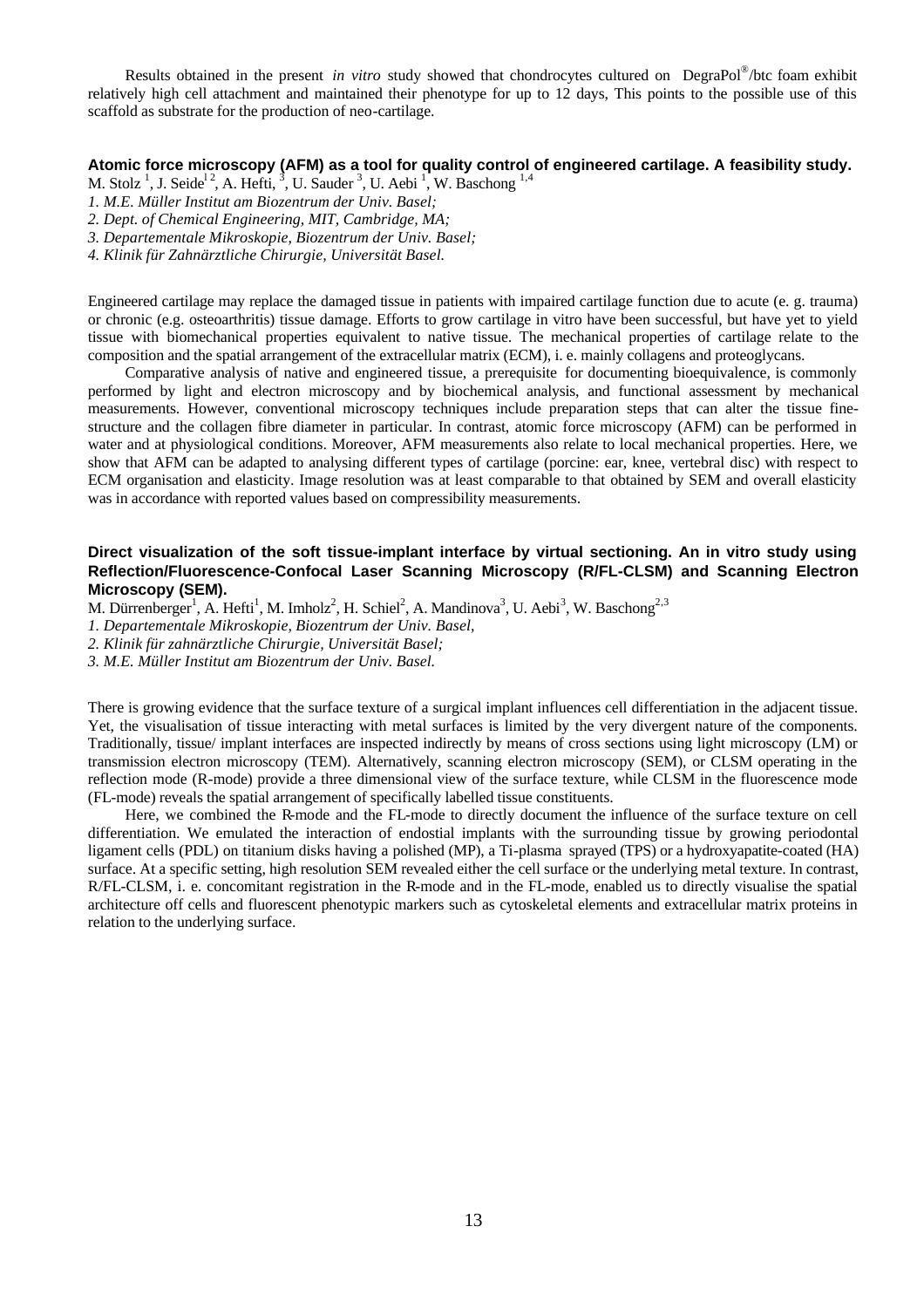Results obtained in the present *in vitro* study showed that chondrocytes cultured on DegraPol®/btc foam exhibit relatively high cell attachment and maintained their phenotype for up to 12 days, This points to the possible use of this scaffold as substrate for the production of neo-cartilage.

### Atomic force microscopy (AFM) as a tool for quality control of engineered cartilage. A feasibility study.

M. Stolz [1], J. Seide[1 2], A. Hefti, [3], U. Sauder [3], U. Aebi [1], W. Baschong [1,4]

*1. M.E. Müller Institut am Biozentrum der Univ. Basel;*
*2. Dept. of Chemical Engineering, MIT, Cambridge, MA;*
*3. Departementale Mikroskopie, Biozentrum der Univ. Basel;*
*4. Klinik für Zahnärztliche Chirurgie, Universität Basel.*

Engineered cartilage may replace the damaged tissue in patients with impaired cartilage function due to acute (e. g. trauma) or chronic (e.g. osteoarthritis) tissue damage. Efforts to grow cartilage in vitro have been successful, but have yet to yield tissue with biomechanical properties equivalent to native tissue. The mechanical properties of cartilage relate to the composition and the spatial arrangement of the extracellular matrix (ECM), i. e. mainly collagens and proteoglycans.

Comparative analysis of native and engineered tissue, a prerequisite for documenting bioequivalence, is commonly performed by light and electron microscopy and by biochemical analysis, and functional assessment by mechanical measurements. However, conventional microscopy techniques include preparation steps that can alter the tissue fine-structure and the collagen fibre diameter in particular. In contrast, atomic force microscopy (AFM) can be performed in water and at physiological conditions. Moreover, AFM measurements also relate to local mechanical properties. Here, we show that AFM can be adapted to analysing different types of cartilage (porcine: ear, knee, vertebral disc) with respect to ECM organisation and elasticity. Image resolution was at least comparable to that obtained by SEM and overall elasticity was in accordance with reported values based on compressibility measurements.

### Direct visualization of the soft tissue-implant interface by virtual sectioning. An in vitro study using Reflection/Fluorescence-Confocal Laser Scanning Microscopy (R/FL-CLSM) and Scanning Electron Microscopy (SEM).

M. Dürrenberger[1], A. Hefti[1], M. Imholz[2], H. Schiel[2], A. Mandinova[3], U. Aebi[3], W. Baschong[2,3]

*1. Departementale Mikroskopie, Biozentrum der Univ. Basel,*
*2. Klinik für zahnärztliche Chirurgie, Universität Basel;*
*3. M.E. Müller Institut am Biozentrum der Univ. Basel.*

There is growing evidence that the surface texture of a surgical implant influences cell differentiation in the adjacent tissue. Yet, the visualisation of tissue interacting with metal surfaces is limited by the very divergent nature of the components. Traditionally, tissue/ implant interfaces are inspected indirectly by means of cross sections using light microscopy (LM) or transmission electron microscopy (TEM). Alternatively, scanning electron microscopy (SEM), or CLSM operating in the reflection mode (R-mode) provide a three dimensional view of the surface texture, while CLSM in the fluorescence mode (FL-mode) reveals the spatial arrangement of specifically labelled tissue constituents.

Here, we combined the R-mode and the FL-mode to directly document the influence of the surface texture on cell differentiation. We emulated the interaction of endostial implants with the surrounding tissue by growing periodontal ligament cells (PDL) on titanium disks having a polished (MP), a Ti-plasma sprayed (TPS) or a hydroxyapatite-coated (HA) surface. At a specific setting, high resolution SEM revealed either the cell surface or the underlying metal texture. In contrast, R/FL-CLSM, i. e. concomitant registration in the R-mode and in the FL-mode, enabled us to directly visualise the spatial architecture off cells and fluorescent phenotypic markers such as cytoskeletal elements and extracellular matrix proteins in relation to the underlying surface.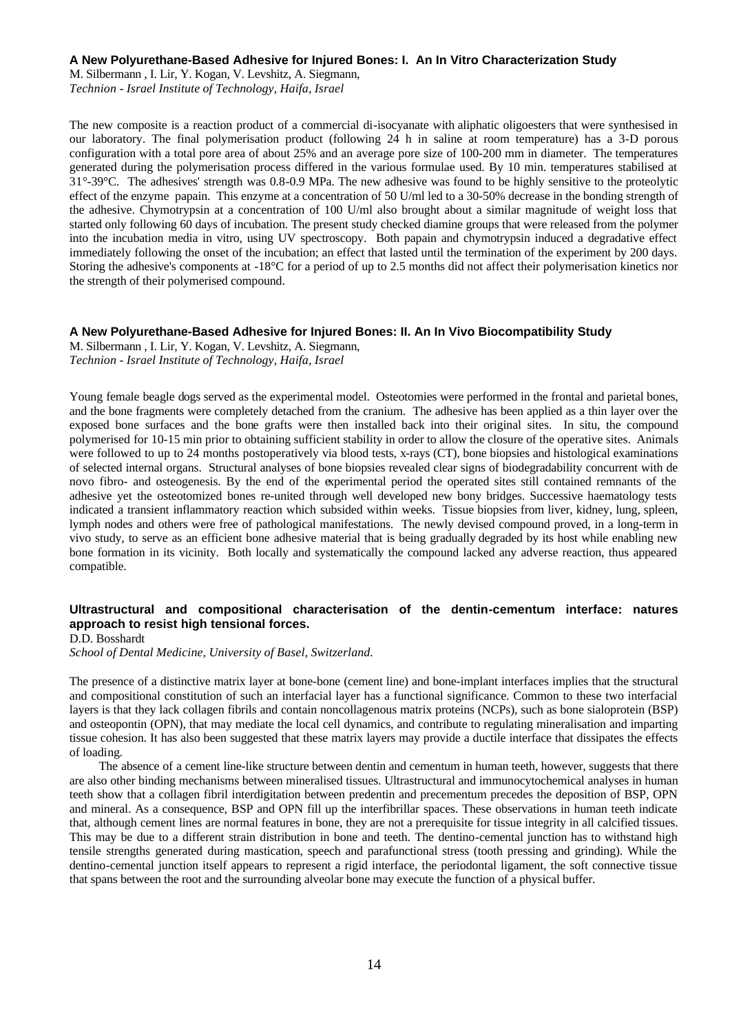### A New Polyurethane-Based Adhesive for Injured Bones: I. An In Vitro Characterization Study

M. Silbermann , I. Lir, Y. Kogan, V. Levshitz, A. Siegmann,
*Technion - Israel Institute of Technology, Haifa, Israel*

The new composite is a reaction product of a commercial di-isocyanate with aliphatic oligoesters that were synthesised in our laboratory. The final polymerisation product (following 24 h in saline at room temperature) has a 3-D porous configuration with a total pore area of about 25% and an average pore size of 100-200 mm in diameter. The temperatures generated during the polymerisation process differed in the various formulae used. By 10 min. temperatures stabilised at 31°-39°C. The adhesives' strength was 0.8-0.9 MPa. The new adhesive was found to be highly sensitive to the proteolytic effect of the enzyme papain. This enzyme at a concentration of 50 U/ml led to a 30-50% decrease in the bonding strength of the adhesive. Chymotrypsin at a concentration of 100 U/ml also brought about a similar magnitude of weight loss that started only following 60 days of incubation. The present study checked diamine groups that were released from the polymer into the incubation media in vitro, using UV spectroscopy. Both papain and chymotrypsin induced a degradative effect immediately following the onset of the incubation; an effect that lasted until the termination of the experiment by 200 days. Storing the adhesive's components at -18°C for a period of up to 2.5 months did not affect their polymerisation kinetics nor the strength of their polymerised compound.

### A New Polyurethane-Based Adhesive for Injured Bones: II. An In Vivo Biocompatibility Study

M. Silbermann , I. Lir, Y. Kogan, V. Levshitz, A. Siegmann,
*Technion - Israel Institute of Technology, Haifa, Israel*

Young female beagle dogs served as the experimental model. Osteotomies were performed in the frontal and parietal bones, and the bone fragments were completely detached from the cranium. The adhesive has been applied as a thin layer over the exposed bone surfaces and the bone grafts were then installed back into their original sites. In situ, the compound polymerised for 10-15 min prior to obtaining sufficient stability in order to allow the closure of the operative sites. Animals were followed to up to 24 months postoperatively via blood tests, x-rays (CT), bone biopsies and histological examinations of selected internal organs. Structural analyses of bone biopsies revealed clear signs of biodegradability concurrent with de novo fibro- and osteogenesis. By the end of the experimental period the operated sites still contained remnants of the adhesive yet the osteotomized bones re-united through well developed new bony bridges. Successive haematology tests indicated a transient inflammatory reaction which subsided within weeks. Tissue biopsies from liver, kidney, lung, spleen, lymph nodes and others were free of pathological manifestations. The newly devised compound proved, in a long-term in vivo study, to serve as an efficient bone adhesive material that is being gradually degraded by its host while enabling new bone formation in its vicinity. Both locally and systematically the compound lacked any adverse reaction, thus appeared compatible.

### Ultrastructural and compositional characterisation of the dentin-cementum interface: natures approach to resist high tensional forces.

D.D. Bosshardt
*School of Dental Medicine, University of Basel, Switzerland.*

The presence of a distinctive matrix layer at bone-bone (cement line) and bone-implant interfaces implies that the structural and compositional constitution of such an interfacial layer has a functional significance. Common to these two interfacial layers is that they lack collagen fibrils and contain noncollagenous matrix proteins (NCPs), such as bone sialoprotein (BSP) and osteopontin (OPN), that may mediate the local cell dynamics, and contribute to regulating mineralisation and imparting tissue cohesion. It has also been suggested that these matrix layers may provide a ductile interface that dissipates the effects of loading.

The absence of a cement line-like structure between dentin and cementum in human teeth, however, suggests that there are also other binding mechanisms between mineralised tissues. Ultrastructural and immunocytochemical analyses in human teeth show that a collagen fibril interdigitation between predentin and precementum precedes the deposition of BSP, OPN and mineral. As a consequence, BSP and OPN fill up the interfibrillar spaces. These observations in human teeth indicate that, although cement lines are normal features in bone, they are not a prerequisite for tissue integrity in all calcified tissues. This may be due to a different strain distribution in bone and teeth. The dentino-cemental junction has to withstand high tensile strengths generated during mastication, speech and parafunctional stress (tooth pressing and grinding). While the dentino-cemental junction itself appears to represent a rigid interface, the periodontal ligament, the soft connective tissue that spans between the root and the surrounding alveolar bone may execute the function of a physical buffer.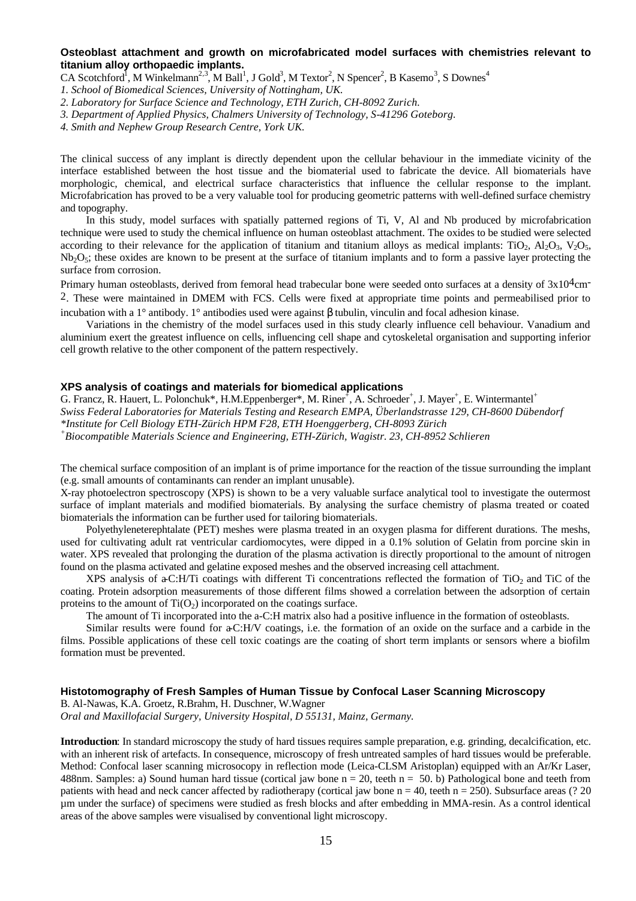### Osteoblast attachment and growth on microfabricated model surfaces with chemistries relevant to titanium alloy orthopaedic implants.

CA Scotchford[1], M Winkelmann[2,3], M Ball[1], J Gold[3], M Textor[2], N Spencer[2], B Kasemo[3], S Downes[4]

*1. School of Biomedical Sciences, University of Nottingham, UK.*

*2. Laboratory for Surface Science and Technology, ETH Zurich, CH-8092 Zurich.*

*3. Department of Applied Physics, Chalmers University of Technology, S-41296 Goteborg.*

*4. Smith and Nephew Group Research Centre, York UK.*

The clinical success of any implant is directly dependent upon the cellular behaviour in the immediate vicinity of the interface established between the host tissue and the biomaterial used to fabricate the device. All biomaterials have morphologic, chemical, and electrical surface characteristics that influence the cellular response to the implant. Microfabrication has proved to be a very valuable tool for producing geometric patterns with well-defined surface chemistry and topography.

In this study, model surfaces with spatially patterned regions of Ti, V, Al and Nb produced by microfabrication technique were used to study the chemical influence on human osteoblast attachment. The oxides to be studied were selected according to their relevance for the application of titanium and titanium alloys as medical implants: $TiO_2$, $Al_2O_3$, $V_2O_5$, $Nb_2O_5$; these oxides are known to be present at the surface of titanium implants and to form a passive layer protecting the surface from corrosion.

Primary human osteoblasts, derived from femoral head trabecular bone were seeded onto surfaces at a density of $3x10^4 cm^{-2}$. These were maintained in DMEM with FCS. Cells were fixed at appropriate time points and permeabilised prior to incubation with a 1° antibody. 1° antibodies used were against β tubulin, vinculin and focal adhesion kinase.

Variations in the chemistry of the model surfaces used in this study clearly influence cell behaviour. Vanadium and aluminium exert the greatest influence on cells, influencing cell shape and cytoskeletal organisation and supporting inferior cell growth relative to the other component of the pattern respectively.

### XPS analysis of coatings and materials for biomedical applications

G. Francz, R. Hauert, L. Polonchuk*, H.M.Eppenberger*, M. Riner[+], A. Schroeder[+], J. Mayer[+], E. Wintermantel[+]

*Swiss Federal Laboratories for Materials Testing and Research EMPA, Überlandstrasse 129, CH-8600 Dübendorf*

*\*Institute for Cell Biology ETH-Zürich HPM F28, ETH Hoenggerberg, CH-8093 Zürich*

*[+]Biocompatible Materials Science and Engineering, ETH-Zürich, Wagistr. 23, CH-8952 Schlieren*

The chemical surface composition of an implant is of prime importance for the reaction of the tissue surrounding the implant (e.g. small amounts of contaminants can render an implant unusable).

X-ray photoelectron spectroscopy (XPS) is shown to be a very valuable surface analytical tool to investigate the outermost surface of implant materials and modified biomaterials. By analysing the surface chemistry of plasma treated or coated biomaterials the information can be further used for tailoring biomaterials.

Polyethyleneterephtalate (PET) meshes were plasma treated in an oxygen plasma for different durations. The meshs, used for cultivating adult rat ventricular cardiomyocytes, were dipped in a 0.1% solution of Gelatin from porcine skin in water. XPS revealed that prolonging the duration of the plasma activation is directly proportional to the amount of nitrogen found on the plasma activated and gelatine exposed meshes and the observed increasing cell attachment.

XPS analysis of a-C:H/Ti coatings with different Ti concentrations reflected the formation of $TiO_2$ and TiC of the coating. Protein adsorption measurements of those different films showed a correlation between the adsorption of certain proteins to the amount of $Ti(O_2)$ incorporated on the coatings surface.

The amount of Ti incorporated into the a-C:H matrix also had a positive influence in the formation of osteoblasts.

Similar results were found for a-C:H/V coatings, i.e. the formation of an oxide on the surface and a carbide in the films. Possible applications of these cell toxic coatings are the coating of short term implants or sensors where a biofilm formation must be prevented.

### Histotomography of Fresh Samples of Human Tissue by Confocal Laser Scanning Microscopy

B. Al-Nawas, K.A. Groetz, R.Brahm, H. Duschner, W.Wagner

*Oral and Maxillofacial Surgery, University Hospital, D 55131, Mainz, Germany.*

**Introduction**: In standard microscopy the study of hard tissues requires sample preparation, e.g. grinding, decalcification, etc. with an inherent risk of artefacts. In consequence, microscopy of fresh untreated samples of hard tissues would be preferable. Method: Confocal laser scanning microsocopy in reflection mode (Leica-CLSM Aristoplan) equipped with an Ar/Kr Laser, 488nm. Samples: a) Sound human hard tissue (cortical jaw bone n = 20, teeth n = 50. b) Pathological bone and teeth from patients with head and neck cancer affected by radiotherapy (cortical jaw bone n = 40, teeth n = 250). Subsurface areas (? 20 µm under the surface) of specimens were studied as fresh blocks and after embedding in MMA-resin. As a control identical areas of the above samples were visualised by conventional light microscopy.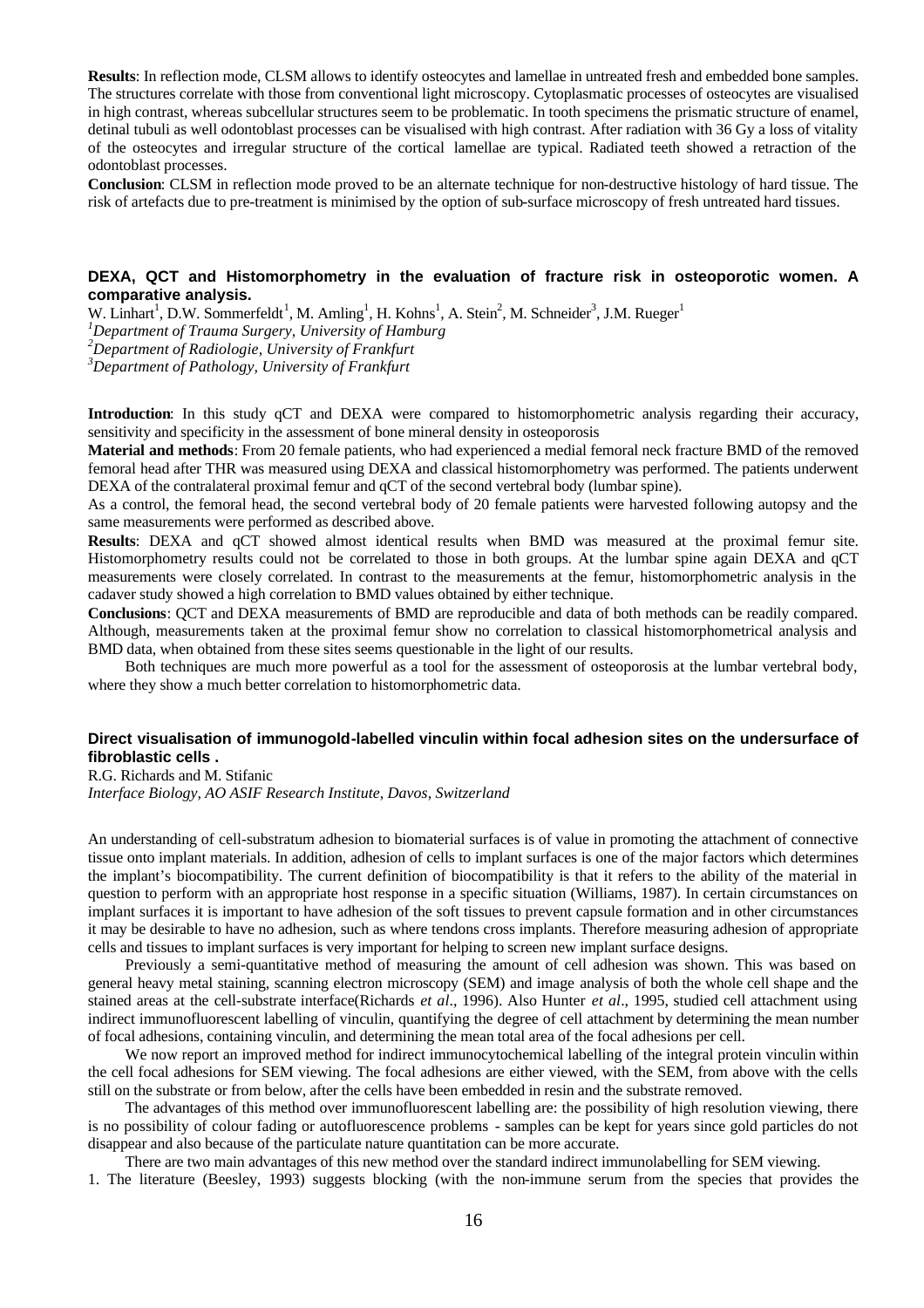**Results**: In reflection mode, CLSM allows to identify osteocytes and lamellae in untreated fresh and embedded bone samples. The structures correlate with those from conventional light microscopy. Cytoplasmatic processes of osteocytes are visualised in high contrast, whereas subcellular structures seem to be problematic. In tooth specimens the prismatic structure of enamel, detinal tubuli as well odontoblast processes can be visualised with high contrast. After radiation with 36 Gy a loss of vitality of the osteocytes and irregular structure of the cortical lamellae are typical. Radiated teeth showed a retraction of the odontoblast processes.

**Conclusion**: CLSM in reflection mode proved to be an alternate technique for non-destructive histology of hard tissue. The risk of artefacts due to pre-treatment is minimised by the option of sub-surface microscopy of fresh untreated hard tissues.

## DEXA, QCT and Histomorphometry in the evaluation of fracture risk in osteoporotic women. A comparative analysis.

W. Linhart[1], D.W. Sommerfeldt[1], M. Amling[1], H. Kohns[1], A. Stein[2], M. Schneider[3], J.M. Rueger[1]

[1]*Department of Trauma Surgery, University of Hamburg*

[2]*Department of Radiologie, University of Frankfurt*

[3]*Department of Pathology, University of Frankfurt*

**Introduction**: In this study qCT and DEXA were compared to histomorphometric analysis regarding their accuracy, sensitivity and specificity in the assessment of bone mineral density in osteoporosis

**Material and methods**: From 20 female patients, who had experienced a medial femoral neck fracture BMD of the removed femoral head after THR was measured using DEXA and classical histomorphometry was performed. The patients underwent DEXA of the contralateral proximal femur and qCT of the second vertebral body (lumbar spine).

As a control, the femoral head, the second vertebral body of 20 female patients were harvested following autopsy and the same measurements were performed as described above.

**Results**: DEXA and qCT showed almost identical results when BMD was measured at the proximal femur site. Histomorphometry results could not be correlated to those in both groups. At the lumbar spine again DEXA and qCT measurements were closely correlated. In contrast to the measurements at the femur, histomorphometric analysis in the cadaver study showed a high correlation to BMD values obtained by either technique.

**Conclusions**: QCT and DEXA measurements of BMD are reproducible and data of both methods can be readily compared. Although, measurements taken at the proximal femur show no correlation to classical histomorphometrical analysis and BMD data, when obtained from these sites seems questionable in the light of our results.

Both techniques are much more powerful as a tool for the assessment of osteoporosis at the lumbar vertebral body, where they show a much better correlation to histomorphometric data.

## Direct visualisation of immunogold-labelled vinculin within focal adhesion sites on the undersurface of fibroblastic cells .

R.G. Richards and M. Stifanic

*Interface Biology, AO ASIF Research Institute, Davos, Switzerland*

An understanding of cell-substratum adhesion to biomaterial surfaces is of value in promoting the attachment of connective tissue onto implant materials. In addition, adhesion of cells to implant surfaces is one of the major factors which determines the implant's biocompatibility. The current definition of biocompatibility is that it refers to the ability of the material in question to perform with an appropriate host response in a specific situation (Williams, 1987). In certain circumstances on implant surfaces it is important to have adhesion of the soft tissues to prevent capsule formation and in other circumstances it may be desirable to have no adhesion, such as where tendons cross implants. Therefore measuring adhesion of appropriate cells and tissues to implant surfaces is very important for helping to screen new implant surface designs.

Previously a semi-quantitative method of measuring the amount of cell adhesion was shown. This was based on general heavy metal staining, scanning electron microscopy (SEM) and image analysis of both the whole cell shape and the stained areas at the cell-substrate interface(Richards *et al*., 1996). Also Hunter *et al*., 1995, studied cell attachment using indirect immunofluorescent labelling of vinculin, quantifying the degree of cell attachment by determining the mean number of focal adhesions, containing vinculin, and determining the mean total area of the focal adhesions per cell.

We now report an improved method for indirect immunocytochemical labelling of the integral protein vinculin within the cell focal adhesions for SEM viewing. The focal adhesions are either viewed, with the SEM, from above with the cells still on the substrate or from below, after the cells have been embedded in resin and the substrate removed.

The advantages of this method over immunofluorescent labelling are: the possibility of high resolution viewing, there is no possibility of colour fading or autofluorescence problems - samples can be kept for years since gold particles do not disappear and also because of the particulate nature quantitation can be more accurate.

There are two main advantages of this new method over the standard indirect immunolabelling for SEM viewing.

1. The literature (Beesley, 1993) suggests blocking (with the non-immune serum from the species that provides the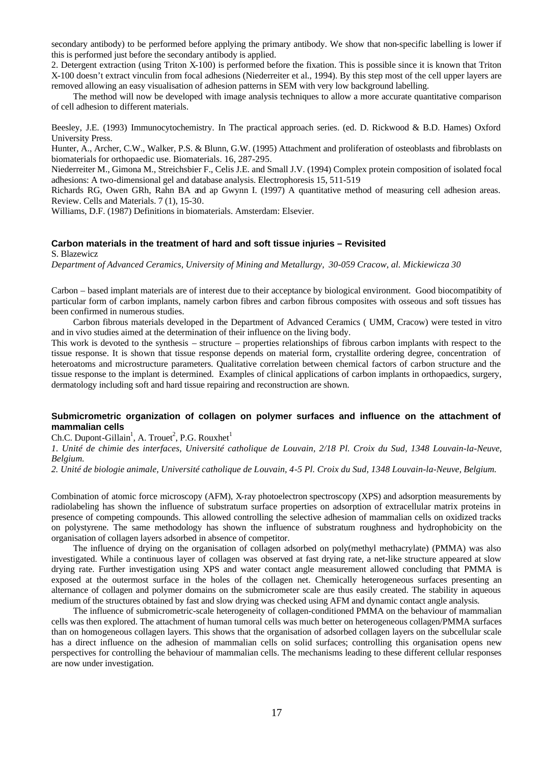secondary antibody) to be performed before applying the primary antibody. We show that non-specific labelling is lower if this is performed just before the secondary antibody is applied.

2. Detergent extraction (using Triton X-100) is performed before the fixation. This is possible since it is known that Triton X-100 doesn't extract vinculin from focal adhesions (Niederreiter et al., 1994). By this step most of the cell upper layers are removed allowing an easy visualisation of adhesion patterns in SEM with very low background labelling.

The method will now be developed with image analysis techniques to allow a more accurate quantitative comparison of cell adhesion to different materials.

Beesley, J.E. (1993) Immunocytochemistry. In The practical approach series. (ed. D. Rickwood & B.D. Hames) Oxford University Press.

Hunter, A., Archer, C.W., Walker, P.S. & Blunn, G.W. (1995) Attachment and proliferation of osteoblasts and fibroblasts on biomaterials for orthopaedic use. Biomaterials. 16, 287-295.

Niederreiter M., Gimona M., Streichsbier F., Celis J.E. and Small J.V. (1994) Complex protein composition of isolated focal adhesions: A two-dimensional gel and database analysis. Electrophoresis 15, 511-519

Richards RG, Owen GRh, Rahn BA and ap Gwynn I. (1997) A quantitative method of measuring cell adhesion areas. Review. Cells and Materials. 7 (1), 15-30.

Williams, D.F. (1987) Definitions in biomaterials. Amsterdam: Elsevier.

### Carbon materials in the treatment of hard and soft tissue injuries – Revisited

S. Blazewicz

*Department of Advanced Ceramics, University of Mining and Metallurgy, 30-059 Cracow, al. Mickiewicza 30*

Carbon – based implant materials are of interest due to their acceptance by biological environment. Good biocompatibity of particular form of carbon implants, namely carbon fibres and carbon fibrous composites with osseous and soft tissues has been confirmed in numerous studies.

Carbon fibrous materials developed in the Department of Advanced Ceramics ( UMM, Cracow) were tested in vitro and in vivo studies aimed at the determination of their influence on the living body.

This work is devoted to the synthesis – structure – properties relationships of fibrous carbon implants with respect to the tissue response. It is shown that tissue response depends on material form, crystallite ordering degree, concentration of heteroatoms and microstructure parameters. Qualitative correlation between chemical factors of carbon structure and the tissue response to the implant is determined. Examples of clinical applications of carbon implants in orthopaedics, surgery, dermatology including soft and hard tissue repairing and reconstruction are shown.

### Submicrometric organization of collagen on polymer surfaces and influence on the attachment of mammalian cells

Ch.C. Dupont-Gillain[1], A. Trouet[2], P.G. Rouxhet[1]

*1. Unité de chimie des interfaces, Université catholique de Louvain, 2/18 Pl. Croix du Sud, 1348 Louvain-la-Neuve, Belgium.*

*2. Unité de biologie animale, Université catholique de Louvain, 4-5 Pl. Croix du Sud, 1348 Louvain-la-Neuve, Belgium.*

Combination of atomic force microscopy (AFM), X-ray photoelectron spectroscopy (XPS) and adsorption measurements by radiolabeling has shown the influence of substratum surface properties on adsorption of extracellular matrix proteins in presence of competing compounds. This allowed controlling the selective adhesion of mammalian cells on oxidized tracks on polystyrene. The same methodology has shown the influence of substratum roughness and hydrophobicity on the organisation of collagen layers adsorbed in absence of competitor.

The influence of drying on the organisation of collagen adsorbed on poly(methyl methacrylate) (PMMA) was also investigated. While a continuous layer of collagen was observed at fast drying rate, a net-like structure appeared at slow drying rate. Further investigation using XPS and water contact angle measurement allowed concluding that PMMA is exposed at the outermost surface in the holes of the collagen net. Chemically heterogeneous surfaces presenting an alternance of collagen and polymer domains on the submicrometer scale are thus easily created. The stability in aqueous medium of the structures obtained by fast and slow drying was checked using AFM and dynamic contact angle analysis.

The influence of submicrometric-scale heterogeneity of collagen-conditioned PMMA on the behaviour of mammalian cells was then explored. The attachment of human tumoral cells was much better on heterogeneous collagen/PMMA surfaces than on homogeneous collagen layers. This shows that the organisation of adsorbed collagen layers on the subcellular scale has a direct influence on the adhesion of mammalian cells on solid surfaces; controlling this organisation opens new perspectives for controlling the behaviour of mammalian cells. The mechanisms leading to these different cellular responses are now under investigation.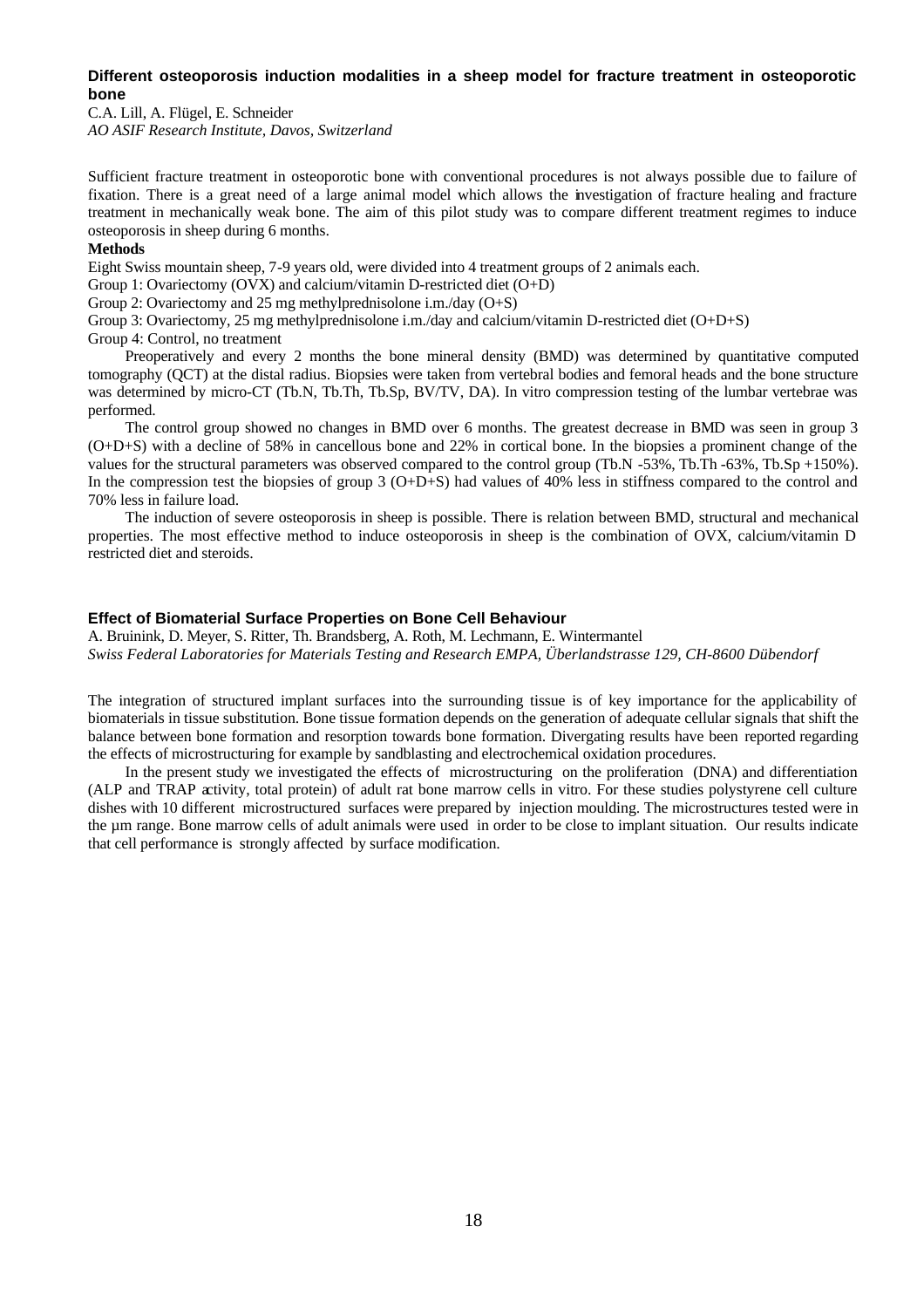### Different osteoporosis induction modalities in a sheep model for fracture treatment in osteoporotic bone

C.A. Lill, A. Flügel, E. Schneider
*AO ASIF Research Institute, Davos, Switzerland*

Sufficient fracture treatment in osteoporotic bone with conventional procedures is not always possible due to failure of fixation. There is a great need of a large animal model which allows the investigation of fracture healing and fracture treatment in mechanically weak bone. The aim of this pilot study was to compare different treatment regimes to induce osteoporosis in sheep during 6 months.

**Methods**

Eight Swiss mountain sheep, 7-9 years old, were divided into 4 treatment groups of 2 animals each.
Group 1: Ovariectomy (OVX) and calcium/vitamin D-restricted diet (O+D)
Group 2: Ovariectomy and 25 mg methylprednisolone i.m./day (O+S)
Group 3: Ovariectomy, 25 mg methylprednisolone i.m./day and calcium/vitamin D-restricted diet (O+D+S)
Group 4: Control, no treatment

Preoperatively and every 2 months the bone mineral density (BMD) was determined by quantitative computed tomography (QCT) at the distal radius. Biopsies were taken from vertebral bodies and femoral heads and the bone structure was determined by micro-CT (Tb.N, Tb.Th, Tb.Sp, BV/TV, DA). In vitro compression testing of the lumbar vertebrae was performed.

The control group showed no changes in BMD over 6 months. The greatest decrease in BMD was seen in group 3 (O+D+S) with a decline of 58% in cancellous bone and 22% in cortical bone. In the biopsies a prominent change of the values for the structural parameters was observed compared to the control group (Tb.N -53%, Tb.Th -63%, Tb.Sp +150%). In the compression test the biopsies of group 3 (O+D+S) had values of 40% less in stiffness compared to the control and 70% less in failure load.

The induction of severe osteoporosis in sheep is possible. There is relation between BMD, structural and mechanical properties. The most effective method to induce osteoporosis in sheep is the combination of OVX, calcium/vitamin D restricted diet and steroids.

### Effect of Biomaterial Surface Properties on Bone Cell Behaviour

A. Bruinink, D. Meyer, S. Ritter, Th. Brandsberg, A. Roth, M. Lechmann, E. Wintermantel
*Swiss Federal Laboratories for Materials Testing and Research EMPA, Überlandstrasse 129, CH-8600 Dübendorf*

The integration of structured implant surfaces into the surrounding tissue is of key importance for the applicability of biomaterials in tissue substitution. Bone tissue formation depends on the generation of adequate cellular signals that shift the balance between bone formation and resorption towards bone formation. Divergating results have been reported regarding the effects of microstructuring for example by sandblasting and electrochemical oxidation procedures.

In the present study we investigated the effects of microstructuring on the proliferation (DNA) and differentiation (ALP and TRAP activity, total protein) of adult rat bone marrow cells in vitro. For these studies polystyrene cell culture dishes with 10 different microstructured surfaces were prepared by injection moulding. The microstructures tested were in the µm range. Bone marrow cells of adult animals were used in order to be close to implant situation. Our results indicate that cell performance is strongly affected by surface modification.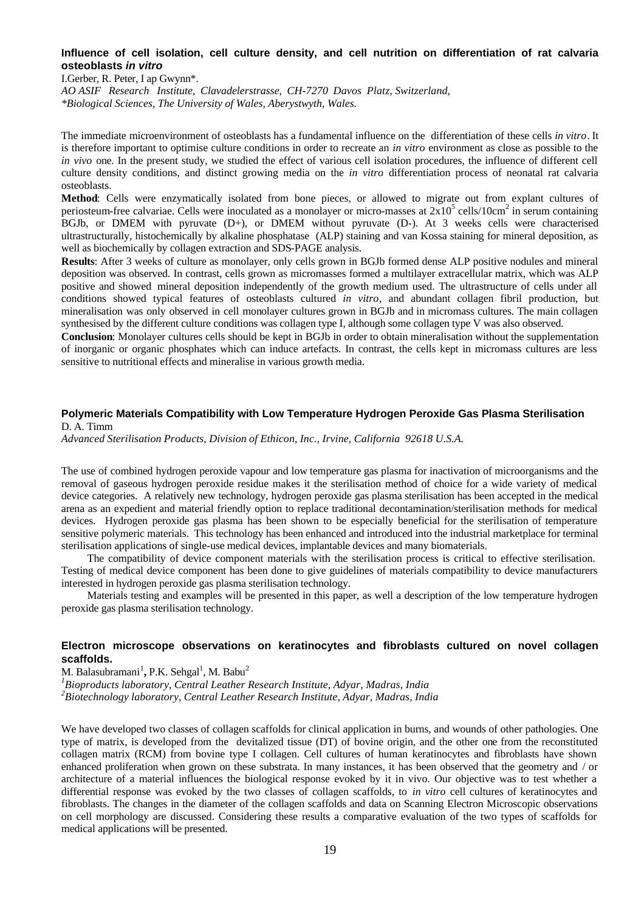### Influence of cell isolation, cell culture density, and cell nutrition on differentiation of rat calvaria osteoblasts *in vitro*

I.Gerber, R. Peter, I ap Gwynn*.

*AO ASIF Research Institute, Clavadelerstrasse, CH-7270 Davos Platz, Switzerland,*
*\*Biological Sciences, The University of Wales, Aberystwyth, Wales.*

The immediate microenvironment of osteoblasts has a fundamental influence on the differentiation of these cells *in vitro*. It is therefore important to optimise culture conditions in order to recreate an *in vitro* environment as close as possible to the *in vivo* one. In the present study, we studied the effect of various cell isolation procedures, the influence of different cell culture density conditions, and distinct growing media on the *in vitro* differentiation process of neonatal rat calvaria osteoblasts.

**Method**: Cells were enzymatically isolated from bone pieces, or allowed to migrate out from explant cultures of periosteum-free calvariae. Cells were inoculated as a monolayer or micro-masses at $2x10^5$ cells/$10cm^2$ in serum containing BGJb, or DMEM with pyruvate (D+), or DMEM without pyruvate (D-). At 3 weeks cells were characterised ultrastructurally, histochemically by alkaline phosphatase (ALP) staining and van Kossa staining for mineral deposition, as well as biochemically by collagen extraction and SDS-PAGE analysis.

**Results**: After 3 weeks of culture as monolayer, only cells grown in BGJb formed dense ALP positive nodules and mineral deposition was observed. In contrast, cells grown as micromasses formed a multilayer extracellular matrix, which was ALP positive and showed mineral deposition independently of the growth medium used. The ultrastructure of cells under all conditions showed typical features of osteoblasts cultured *in vitro*, and abundant collagen fibril production, but mineralisation was only observed in cell monolayer cultures grown in BGJb and in micromass cultures. The main collagen synthesised by the different culture conditions was collagen type I, although some collagen type V was also observed.

**Conclusion**: Monolayer cultures cells should be kept in BGJb in order to obtain mineralisation without the supplementation of inorganic or organic phosphates which can induce artefacts. In contrast, the cells kept in micromass cultures are less sensitive to nutritional effects and mineralise in various growth media.

### Polymeric Materials Compatibility with Low Temperature Hydrogen Peroxide Gas Plasma Sterilisation

D. A. Timm

*Advanced Sterilisation Products, Division of Ethicon, Inc., Irvine, California 92618 U.S.A.*

The use of combined hydrogen peroxide vapour and low temperature gas plasma for inactivation of microorganisms and the removal of gaseous hydrogen peroxide residue makes it the sterilisation method of choice for a wide variety of medical device categories. A relatively new technology, hydrogen peroxide gas plasma sterilisation has been accepted in the medical arena as an expedient and material friendly option to replace traditional decontamination/sterilisation methods for medical devices. Hydrogen peroxide gas plasma has been shown to be especially beneficial for the sterilisation of temperature sensitive polymeric materials. This technology has been enhanced and introduced into the industrial marketplace for terminal sterilisation applications of single-use medical devices, implantable devices and many biomaterials.

The compatibility of device component materials with the sterilisation process is critical to effective sterilisation. Testing of medical device component has been done to give guidelines of materials compatibility to device manufacturers interested in hydrogen peroxide gas plasma sterilisation technology.

Materials testing and examples will be presented in this paper, as well a description of the low temperature hydrogen peroxide gas plasma sterilisation technology.

### Electron microscope observations on keratinocytes and fibroblasts cultured on novel collagen scaffolds.

M. Balasubramani[1], P.K. Sehgal[1], M. Babu[2]

[1]*Bioproducts laboratory, Central Leather Research Institute, Adyar, Madras, India*
[2]*Biotechnology laboratory, Central Leather Research Institute, Adyar, Madras, India*

We have developed two classes of collagen scaffolds for clinical application in burns, and wounds of other pathologies. One type of matrix, is developed from the devitalized tissue (DT) of bovine origin, and the other one from the reconstituted collagen matrix (RCM) from bovine type I collagen. Cell cultures of human keratinocytes and fibroblasts have shown enhanced proliferation when grown on these substrata. In many instances, it has been observed that the geometry and / or architecture of a material influences the biological response evoked by it in vivo. Our objective was to test whether a differential response was evoked by the two classes of collagen scaffolds, to *in vitro* cell cultures of keratinocytes and fibroblasts. The changes in the diameter of the collagen scaffolds and data on Scanning Electron Microscopic observations on cell morphology are discussed. Considering these results a comparative evaluation of the two types of scaffolds for medical applications will be presented.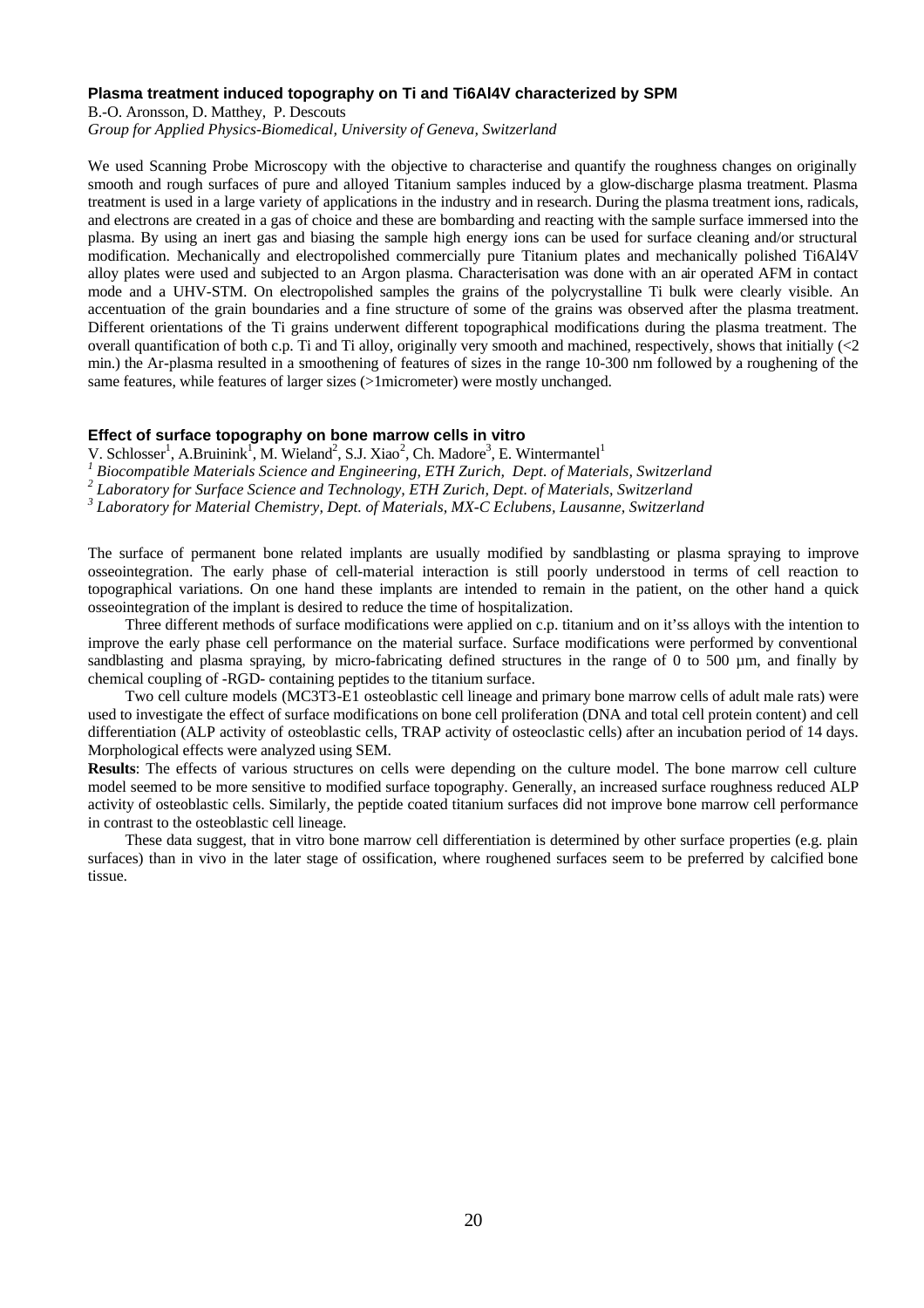### Plasma treatment induced topography on Ti and Ti6Al4V characterized by SPM

B.-O. Aronsson, D. Matthey, P. Descouts

*Group for Applied Physics-Biomedical, University of Geneva, Switzerland*

We used Scanning Probe Microscopy with the objective to characterise and quantify the roughness changes on originally smooth and rough surfaces of pure and alloyed Titanium samples induced by a glow-discharge plasma treatment. Plasma treatment is used in a large variety of applications in the industry and in research. During the plasma treatment ions, radicals, and electrons are created in a gas of choice and these are bombarding and reacting with the sample surface immersed into the plasma. By using an inert gas and biasing the sample high energy ions can be used for surface cleaning and/or structural modification. Mechanically and electropolished commercially pure Titanium plates and mechanically polished Ti6Al4V alloy plates were used and subjected to an Argon plasma. Characterisation was done with an air operated AFM in contact mode and a UHV-STM. On electropolished samples the grains of the polycrystalline Ti bulk were clearly visible. An accentuation of the grain boundaries and a fine structure of some of the grains was observed after the plasma treatment. Different orientations of the Ti grains underwent different topographical modifications during the plasma treatment. The overall quantification of both c.p. Ti and Ti alloy, originally very smooth and machined, respectively, shows that initially (<2 min.) the Ar-plasma resulted in a smoothening of features of sizes in the range 10-300 nm followed by a roughening of the same features, while features of larger sizes (>1micrometer) were mostly unchanged.

### Effect of surface topography on bone marrow cells in vitro

V. Schlosser[1], A.Bruinink[1], M. Wieland[2], S.J. Xiao[2], Ch. Madore[3], E. Wintermantel[1]

[1] *Biocompatible Materials Science and Engineering, ETH Zurich, Dept. of Materials, Switzerland*

[2] *Laboratory for Surface Science and Technology, ETH Zurich, Dept. of Materials, Switzerland*

[3] *Laboratory for Material Chemistry, Dept. of Materials, MX-C Eclubens, Lausanne, Switzerland*

The surface of permanent bone related implants are usually modified by sandblasting or plasma spraying to improve osseointegration. The early phase of cell-material interaction is still poorly understood in terms of cell reaction to topographical variations. On one hand these implants are intended to remain in the patient, on the other hand a quick osseointegration of the implant is desired to reduce the time of hospitalization.

Three different methods of surface modifications were applied on c.p. titanium and on it'ss alloys with the intention to improve the early phase cell performance on the material surface. Surface modifications were performed by conventional sandblasting and plasma spraying, by micro-fabricating defined structures in the range of 0 to 500 µm, and finally by chemical coupling of -RGD- containing peptides to the titanium surface.

Two cell culture models (MC3T3-E1 osteoblastic cell lineage and primary bone marrow cells of adult male rats) were used to investigate the effect of surface modifications on bone cell proliferation (DNA and total cell protein content) and cell differentiation (ALP activity of osteoblastic cells, TRAP activity of osteoclastic cells) after an incubation period of 14 days. Morphological effects were analyzed using SEM.

**Results**: The effects of various structures on cells were depending on the culture model. The bone marrow cell culture model seemed to be more sensitive to modified surface topography. Generally, an increased surface roughness reduced ALP activity of osteoblastic cells. Similarly, the peptide coated titanium surfaces did not improve bone marrow cell performance in contrast to the osteoblastic cell lineage.

These data suggest, that in vitro bone marrow cell differentiation is determined by other surface properties (e.g. plain surfaces) than in vivo in the later stage of ossification, where roughened surfaces seem to be preferred by calcified bone tissue.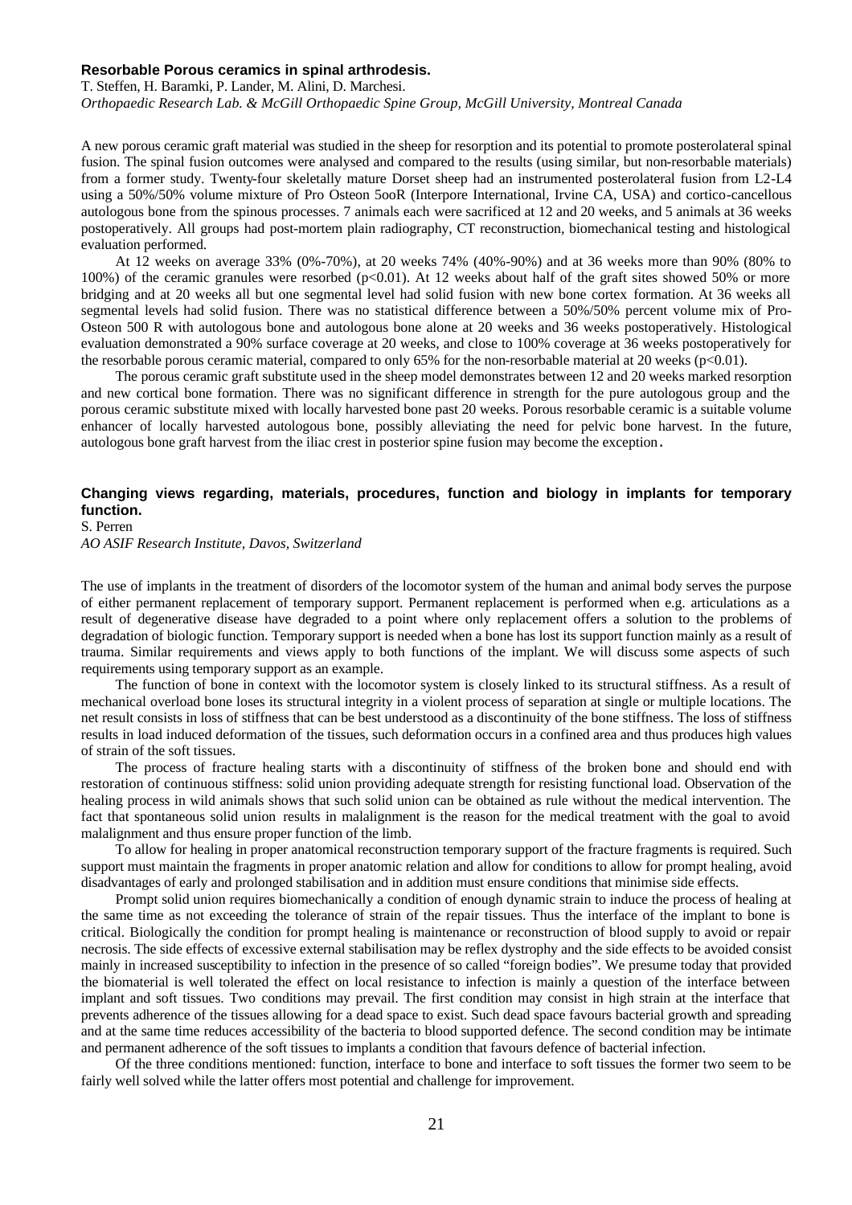### Resorbable Porous ceramics in spinal arthrodesis.

T. Steffen, H. Baramki, P. Lander, M. Alini, D. Marchesi.

*Orthopaedic Research Lab. & McGill Orthopaedic Spine Group, McGill University, Montreal Canada*

A new porous ceramic graft material was studied in the sheep for resorption and its potential to promote posterolateral spinal fusion. The spinal fusion outcomes were analysed and compared to the results (using similar, but non-resorbable materials) from a former study. Twenty-four skeletally mature Dorset sheep had an instrumented posterolateral fusion from L2-L4 using a 50%/50% volume mixture of Pro Osteon 5ooR (Interpore International, Irvine CA, USA) and cortico-cancellous autologous bone from the spinous processes. 7 animals each were sacrificed at 12 and 20 weeks, and 5 animals at 36 weeks postoperatively. All groups had post-mortem plain radiography, CT reconstruction, biomechanical testing and histological evaluation performed.

At 12 weeks on average 33% (0%-70%), at 20 weeks 74% (40%-90%) and at 36 weeks more than 90% (80% to 100%) of the ceramic granules were resorbed ($p<0.01$). At 12 weeks about half of the graft sites showed 50% or more bridging and at 20 weeks all but one segmental level had solid fusion with new bone cortex formation. At 36 weeks all segmental levels had solid fusion. There was no statistical difference between a 50%/50% percent volume mix of Pro-Osteon 500 R with autologous bone and autologous bone alone at 20 weeks and 36 weeks postoperatively. Histological evaluation demonstrated a 90% surface coverage at 20 weeks, and close to 100% coverage at 36 weeks postoperatively for the resorbable porous ceramic material, compared to only 65% for the non-resorbable material at 20 weeks ($p<0.01$).

The porous ceramic graft substitute used in the sheep model demonstrates between 12 and 20 weeks marked resorption and new cortical bone formation. There was no significant difference in strength for the pure autologous group and the porous ceramic substitute mixed with locally harvested bone past 20 weeks. Porous resorbable ceramic is a suitable volume enhancer of locally harvested autologous bone, possibly alleviating the need for pelvic bone harvest. In the future, autologous bone graft harvest from the iliac crest in posterior spine fusion may become the exception.

### Changing views regarding, materials, procedures, function and biology in implants for temporary function.

S. Perren

*AO ASIF Research Institute, Davos, Switzerland*

The use of implants in the treatment of disorders of the locomotor system of the human and animal body serves the purpose of either permanent replacement of temporary support. Permanent replacement is performed when e.g. articulations as a result of degenerative disease have degraded to a point where only replacement offers a solution to the problems of degradation of biologic function. Temporary support is needed when a bone has lost its support function mainly as a result of trauma. Similar requirements and views apply to both functions of the implant. We will discuss some aspects of such requirements using temporary support as an example.

The function of bone in context with the locomotor system is closely linked to its structural stiffness. As a result of mechanical overload bone loses its structural integrity in a violent process of separation at single or multiple locations. The net result consists in loss of stiffness that can be best understood as a discontinuity of the bone stiffness. The loss of stiffness results in load induced deformation of the tissues, such deformation occurs in a confined area and thus produces high values of strain of the soft tissues.

The process of fracture healing starts with a discontinuity of stiffness of the broken bone and should end with restoration of continuous stiffness: solid union providing adequate strength for resisting functional load. Observation of the healing process in wild animals shows that such solid union can be obtained as rule without the medical intervention. The fact that spontaneous solid union results in malalignment is the reason for the medical treatment with the goal to avoid malalignment and thus ensure proper function of the limb.

To allow for healing in proper anatomical reconstruction temporary support of the fracture fragments is required. Such support must maintain the fragments in proper anatomic relation and allow for conditions to allow for prompt healing, avoid disadvantages of early and prolonged stabilisation and in addition must ensure conditions that minimise side effects.

Prompt solid union requires biomechanically a condition of enough dynamic strain to induce the process of healing at the same time as not exceeding the tolerance of strain of the repair tissues. Thus the interface of the implant to bone is critical. Biologically the condition for prompt healing is maintenance or reconstruction of blood supply to avoid or repair necrosis. The side effects of excessive external stabilisation may be reflex dystrophy and the side effects to be avoided consist mainly in increased susceptibility to infection in the presence of so called "foreign bodies". We presume today that provided the biomaterial is well tolerated the effect on local resistance to infection is mainly a question of the interface between implant and soft tissues. Two conditions may prevail. The first condition may consist in high strain at the interface that prevents adherence of the tissues allowing for a dead space to exist. Such dead space favours bacterial growth and spreading and at the same time reduces accessibility of the bacteria to blood supported defence. The second condition may be intimate and permanent adherence of the soft tissues to implants a condition that favours defence of bacterial infection.

Of the three conditions mentioned: function, interface to bone and interface to soft tissues the former two seem to be fairly well solved while the latter offers most potential and challenge for improvement.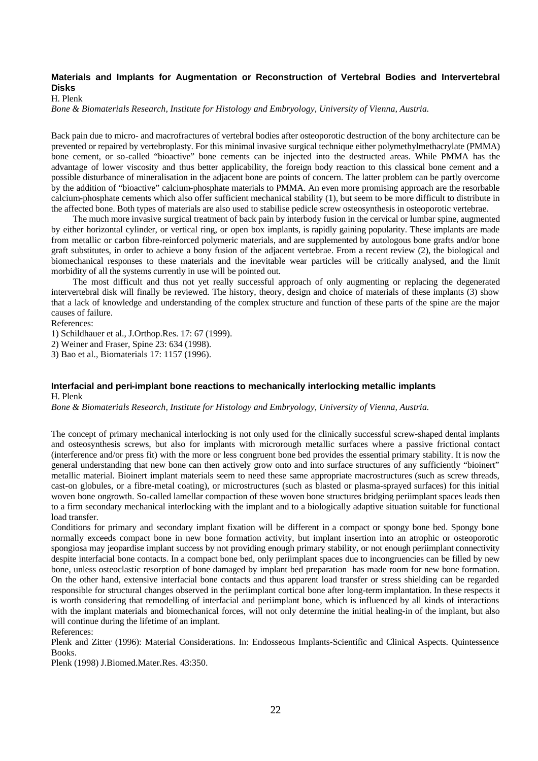### **Materials and Implants for Augmentation or Reconstruction of Vertebral Bodies and Intervertebral Disks**

H. Plenk

*Bone & Biomaterials Research, Institute for Histology and Embryology, University of Vienna, Austria.*

Back pain due to micro- and macrofractures of vertebral bodies after osteoporotic destruction of the bony architecture can be prevented or repaired by vertebroplasty. For this minimal invasive surgical technique either polymethylmethacrylate (PMMA) bone cement, or so-called "bioactive" bone cements can be injected into the destructed areas. While PMMA has the advantage of lower viscosity and thus better applicability, the foreign body reaction to this classical bone cement and a possible disturbance of mineralisation in the adjacent bone are points of concern. The latter problem can be partly overcome by the addition of "bioactive" calcium-phosphate materials to PMMA. An even more promising approach are the resorbable calcium-phosphate cements which also offer sufficient mechanical stability (1), but seem to be more difficult to distribute in the affected bone. Both types of materials are also used to stabilise pedicle screw osteosynthesis in osteoporotic vertebrae.

The much more invasive surgical treatment of back pain by interbody fusion in the cervical or lumbar spine, augmented by either horizontal cylinder, or vertical ring, or open box implants, is rapidly gaining popularity. These implants are made from metallic or carbon fibre-reinforced polymeric materials, and are supplemented by autologous bone grafts and/or bone graft substitutes, in order to achieve a bony fusion of the adjacent vertebrae. From a recent review (2), the biological and biomechanical responses to these materials and the inevitable wear particles will be critically analysed, and the limit morbidity of all the systems currently in use will be pointed out.

The most difficult and thus not yet really successful approach of only augmenting or replacing the degenerated intervertebral disk will finally be reviewed. The history, theory, design and choice of materials of these implants (3) show that a lack of knowledge and understanding of the complex structure and function of these parts of the spine are the major causes of failure.

References:

1) Schildhauer et al., J.Orthop.Res. 17: 67 (1999).

2) Weiner and Fraser, Spine 23: 634 (1998).

3) Bao et al., Biomaterials 17: 1157 (1996).

### **Interfacial and peri-implant bone reactions to mechanically interlocking metallic implants**

H. Plenk

*Bone & Biomaterials Research, Institute for Histology and Embryology, University of Vienna, Austria.*

The concept of primary mechanical interlocking is not only used for the clinically successful screw-shaped dental implants and osteosynthesis screws, but also for implants with microrough metallic surfaces where a passive frictional contact (interference and/or press fit) with the more or less congruent bone bed provides the essential primary stability. It is now the general understanding that new bone can then actively grow onto and into surface structures of any sufficiently "bioinert" metallic material. Bioinert implant materials seem to need these same appropriate macrostructures (such as screw threads, cast-on globules, or a fibre-metal coating), or microstructures (such as blasted or plasma-sprayed surfaces) for this initial woven bone ongrowth. So-called lamellar compaction of these woven bone structures bridging periimplant spaces leads then to a firm secondary mechanical interlocking with the implant and to a biologically adaptive situation suitable for functional load transfer.

Conditions for primary and secondary implant fixation will be different in a compact or spongy bone bed. Spongy bone normally exceeds compact bone in new bone formation activity, but implant insertion into an atrophic or osteoporotic spongiosa may jeopardise implant success by not providing enough primary stability, or not enough periimplant connectivity despite interfacial bone contacts. In a compact bone bed, only periimplant spaces due to incongruencies can be filled by new bone, unless osteoclastic resorption of bone damaged by implant bed preparation has made room for new bone formation. On the other hand, extensive interfacial bone contacts and thus apparent load transfer or stress shielding can be regarded responsible for structural changes observed in the periimplant cortical bone after long-term implantation. In these respects it is worth considering that remodelling of interfacial and periimplant bone, which is influenced by all kinds of interactions with the implant materials and biomechanical forces, will not only determine the initial healing-in of the implant, but also will continue during the lifetime of an implant.

References:

Plenk and Zitter (1996): Material Considerations. In: Endosseous Implants-Scientific and Clinical Aspects. Quintessence Books.

Plenk (1998) J.Biomed.Mater.Res. 43:350.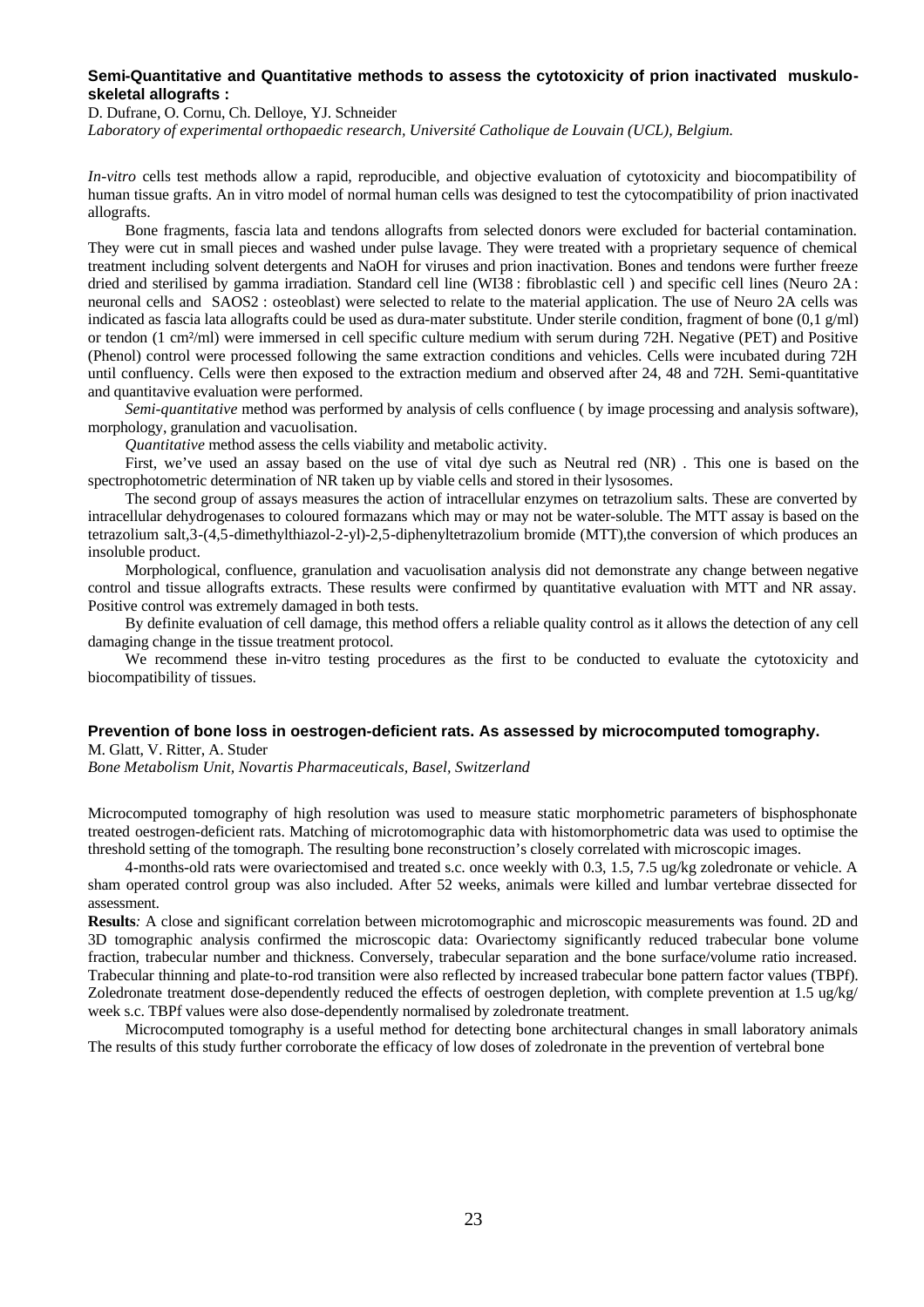### Semi-Quantitative and Quantitative methods to assess the cytotoxicity of prion inactivated muskulo-skeletal allografts :

D. Dufrane, O. Cornu, Ch. Delloye, YJ. Schneider

*Laboratory of experimental orthopaedic research, Université Catholique de Louvain (UCL), Belgium.*

*In-vitro* cells test methods allow a rapid, reproducible, and objective evaluation of cytotoxicity and biocompatibility of human tissue grafts. An in vitro model of normal human cells was designed to test the cytocompatibility of prion inactivated allografts.

Bone fragments, fascia lata and tendons allografts from selected donors were excluded for bacterial contamination. They were cut in small pieces and washed under pulse lavage. They were treated with a proprietary sequence of chemical treatment including solvent detergents and NaOH for viruses and prion inactivation. Bones and tendons were further freeze dried and sterilised by gamma irradiation. Standard cell line (WI38 : fibroblastic cell ) and specific cell lines (Neuro 2A : neuronal cells and SAOS2 : osteoblast) were selected to relate to the material application. The use of Neuro 2A cells was indicated as fascia lata allografts could be used as dura-mater substitute. Under sterile condition, fragment of bone (0,1 g/ml) or tendon (1 cm²/ml) were immersed in cell specific culture medium with serum during 72H. Negative (PET) and Positive (Phenol) control were processed following the same extraction conditions and vehicles. Cells were incubated during 72H until confluency. Cells were then exposed to the extraction medium and observed after 24, 48 and 72H. Semi-quantitative and quantitavive evaluation were performed.

*Semi-quantitative* method was performed by analysis of cells confluence ( by image processing and analysis software), morphology, granulation and vacuolisation.

*Quantitative* method assess the cells viability and metabolic activity.

First, we've used an assay based on the use of vital dye such as Neutral red (NR) . This one is based on the spectrophotometric determination of NR taken up by viable cells and stored in their lysosomes.

The second group of assays measures the action of intracellular enzymes on tetrazolium salts. These are converted by intracellular dehydrogenases to coloured formazans which may or may not be water-soluble. The MTT assay is based on the tetrazolium salt,3-(4,5-dimethylthiazol-2-yl)-2,5-diphenyltetrazolium bromide (MTT),the conversion of which produces an insoluble product.

Morphological, confluence, granulation and vacuolisation analysis did not demonstrate any change between negative control and tissue allografts extracts. These results were confirmed by quantitative evaluation with MTT and NR assay. Positive control was extremely damaged in both tests.

By definite evaluation of cell damage, this method offers a reliable quality control as it allows the detection of any cell damaging change in the tissue treatment protocol.

We recommend these in-vitro testing procedures as the first to be conducted to evaluate the cytotoxicity and biocompatibility of tissues.

### Prevention of bone loss in oestrogen-deficient rats. As assessed by microcomputed tomography.

M. Glatt, V. Ritter, A. Studer

*Bone Metabolism Unit, Novartis Pharmaceuticals, Basel, Switzerland*

Microcomputed tomography of high resolution was used to measure static morphometric parameters of bisphosphonate treated oestrogen-deficient rats. Matching of microtomographic data with histomorphometric data was used to optimise the threshold setting of the tomograph. The resulting bone reconstruction's closely correlated with microscopic images.

4-months-old rats were ovariectomised and treated s.c. once weekly with 0.3, 1.5, 7.5 ug/kg zoledronate or vehicle. A sham operated control group was also included. After 52 weeks, animals were killed and lumbar vertebrae dissected for assessment.

**Results***:* A close and significant correlation between microtomographic and microscopic measurements was found. 2D and 3D tomographic analysis confirmed the microscopic data: Ovariectomy significantly reduced trabecular bone volume fraction, trabecular number and thickness. Conversely, trabecular separation and the bone surface/volume ratio increased. Trabecular thinning and plate-to-rod transition were also reflected by increased trabecular bone pattern factor values (TBPf). Zoledronate treatment dose-dependently reduced the effects of oestrogen depletion, with complete prevention at 1.5 ug/kg/ week s.c. TBPf values were also dose-dependently normalised by zoledronate treatment.

Microcomputed tomography is a useful method for detecting bone architectural changes in small laboratory animals The results of this study further corroborate the efficacy of low doses of zoledronate in the prevention of vertebral bone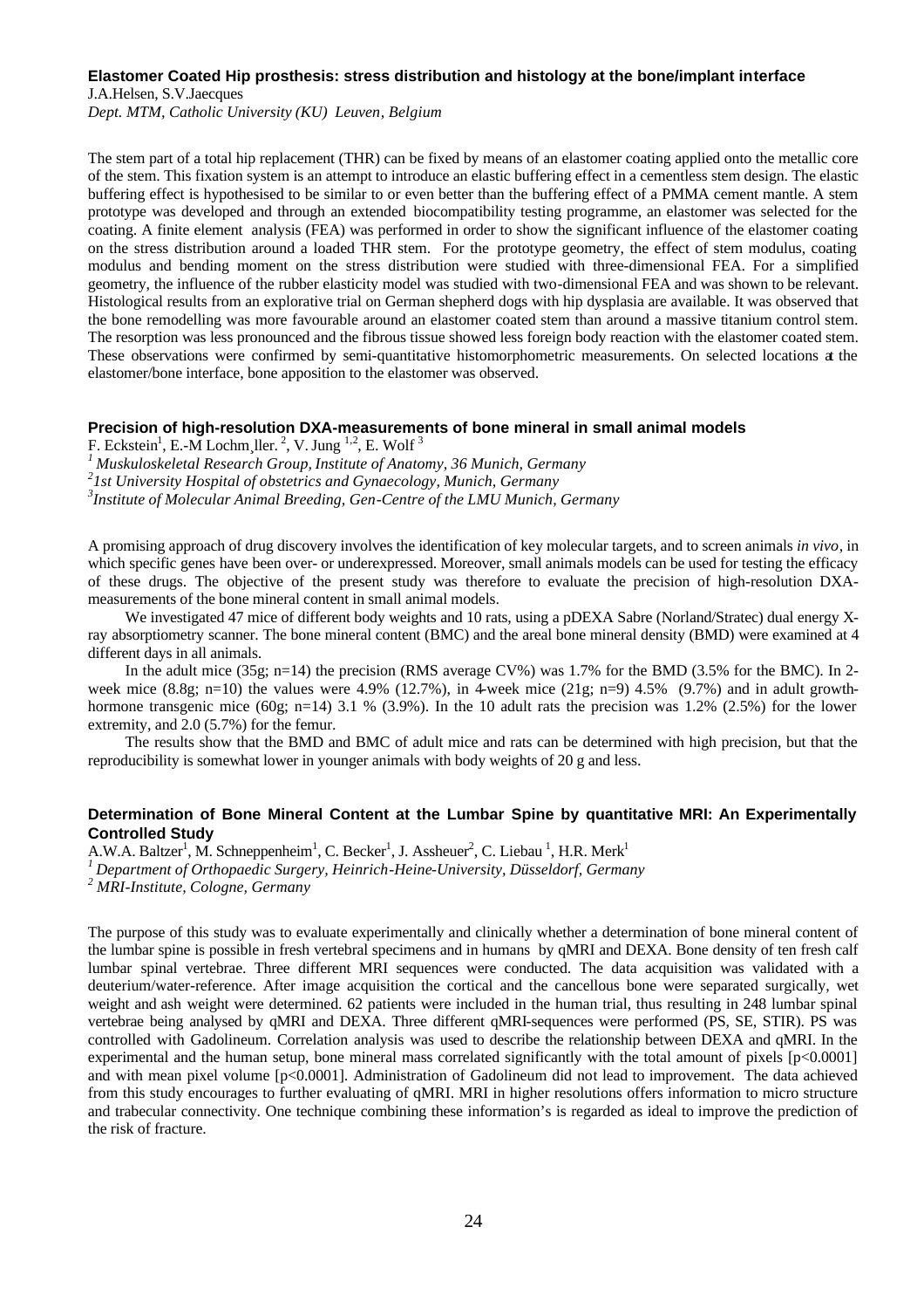### Elastomer Coated Hip prosthesis: stress distribution and histology at the bone/implant interface

J.A.Helsen, S.V.Jaecques

*Dept. MTM, Catholic University (KU) Leuven, Belgium*

The stem part of a total hip replacement (THR) can be fixed by means of an elastomer coating applied onto the metallic core of the stem. This fixation system is an attempt to introduce an elastic buffering effect in a cementless stem design. The elastic buffering effect is hypothesised to be similar to or even better than the buffering effect of a PMMA cement mantle. A stem prototype was developed and through an extended biocompatibility testing programme, an elastomer was selected for the coating. A finite element analysis (FEA) was performed in order to show the significant influence of the elastomer coating on the stress distribution around a loaded THR stem. For the prototype geometry, the effect of stem modulus, coating modulus and bending moment on the stress distribution were studied with three-dimensional FEA. For a simplified geometry, the influence of the rubber elasticity model was studied with two-dimensional FEA and was shown to be relevant. Histological results from an explorative trial on German shepherd dogs with hip dysplasia are available. It was observed that the bone remodelling was more favourable around an elastomer coated stem than around a massive titanium control stem. The resorption was less pronounced and the fibrous tissue showed less foreign body reaction with the elastomer coated stem. These observations were confirmed by semi-quantitative histomorphometric measurements. On selected locations at the elastomer/bone interface, bone apposition to the elastomer was observed.

### Precision of high-resolution DXA-measurements of bone mineral in small animal models

F. Eckstein[1], E.-M Lochm¸ller.[2], V. Jung[1,2], E. Wolf[3]

[1] *Muskuloskeletal Research Group, Institute of Anatomy, 36 Munich, Germany*

[2] *1st University Hospital of obstetrics and Gynaecology, Munich, Germany*

[3] *Institute of Molecular Animal Breeding, Gen-Centre of the LMU Munich, Germany*

A promising approach of drug discovery involves the identification of key molecular targets, and to screen animals *in vivo*, in which specific genes have been over- or underexpressed. Moreover, small animals models can be used for testing the efficacy of these drugs. The objective of the present study was therefore to evaluate the precision of high-resolution DXA-measurements of the bone mineral content in small animal models.

We investigated 47 mice of different body weights and 10 rats, using a pDEXA Sabre (Norland/Stratec) dual energy X-ray absorptiometry scanner. The bone mineral content (BMC) and the areal bone mineral density (BMD) were examined at 4 different days in all animals.

In the adult mice (35g; n=14) the precision (RMS average CV%) was 1.7% for the BMD (3.5% for the BMC). In 2-week mice (8.8g; n=10) the values were 4.9% (12.7%), in 4-week mice (21g; n=9) 4.5% (9.7%) and in adult growth-hormone transgenic mice (60g; n=14) 3.1 % (3.9%). In the 10 adult rats the precision was 1.2% (2.5%) for the lower extremity, and 2.0 (5.7%) for the femur.

The results show that the BMD and BMC of adult mice and rats can be determined with high precision, but that the reproducibility is somewhat lower in younger animals with body weights of 20 g and less.

### Determination of Bone Mineral Content at the Lumbar Spine by quantitative MRI: An Experimentally Controlled Study

A.W.A. Baltzer[1], M. Schneppenheim[1], C. Becker[1], J. Assheuer[2], C. Liebau [1], H.R. Merk[1]

[1] *Department of Orthopaedic Surgery, Heinrich-Heine-University, Düsseldorf, Germany*

[2] *MRI-Institute, Cologne, Germany*

The purpose of this study was to evaluate experimentally and clinically whether a determination of bone mineral content of the lumbar spine is possible in fresh vertebral specimens and in humans by qMRI and DEXA. Bone density of ten fresh calf lumbar spinal vertebrae. Three different MRI sequences were conducted. The data acquisition was validated with a deuterium/water-reference. After image acquisition the cortical and the cancellous bone were separated surgically, wet weight and ash weight were determined. 62 patients were included in the human trial, thus resulting in 248 lumbar spinal vertebrae being analysed by qMRI and DEXA. Three different qMRI-sequences were performed (PS, SE, STIR). PS was controlled with Gadolineum. Correlation analysis was used to describe the relationship between DEXA and qMRI. In the experimental and the human setup, bone mineral mass correlated significantly with the total amount of pixels [$p<0.0001$] and with mean pixel volume [$p<0.0001$]. Administration of Gadolineum did not lead to improvement. The data achieved from this study encourages to further evaluating of qMRI. MRI in higher resolutions offers information to micro structure and trabecular connectivity. One technique combining these information's is regarded as ideal to improve the prediction of the risk of fracture.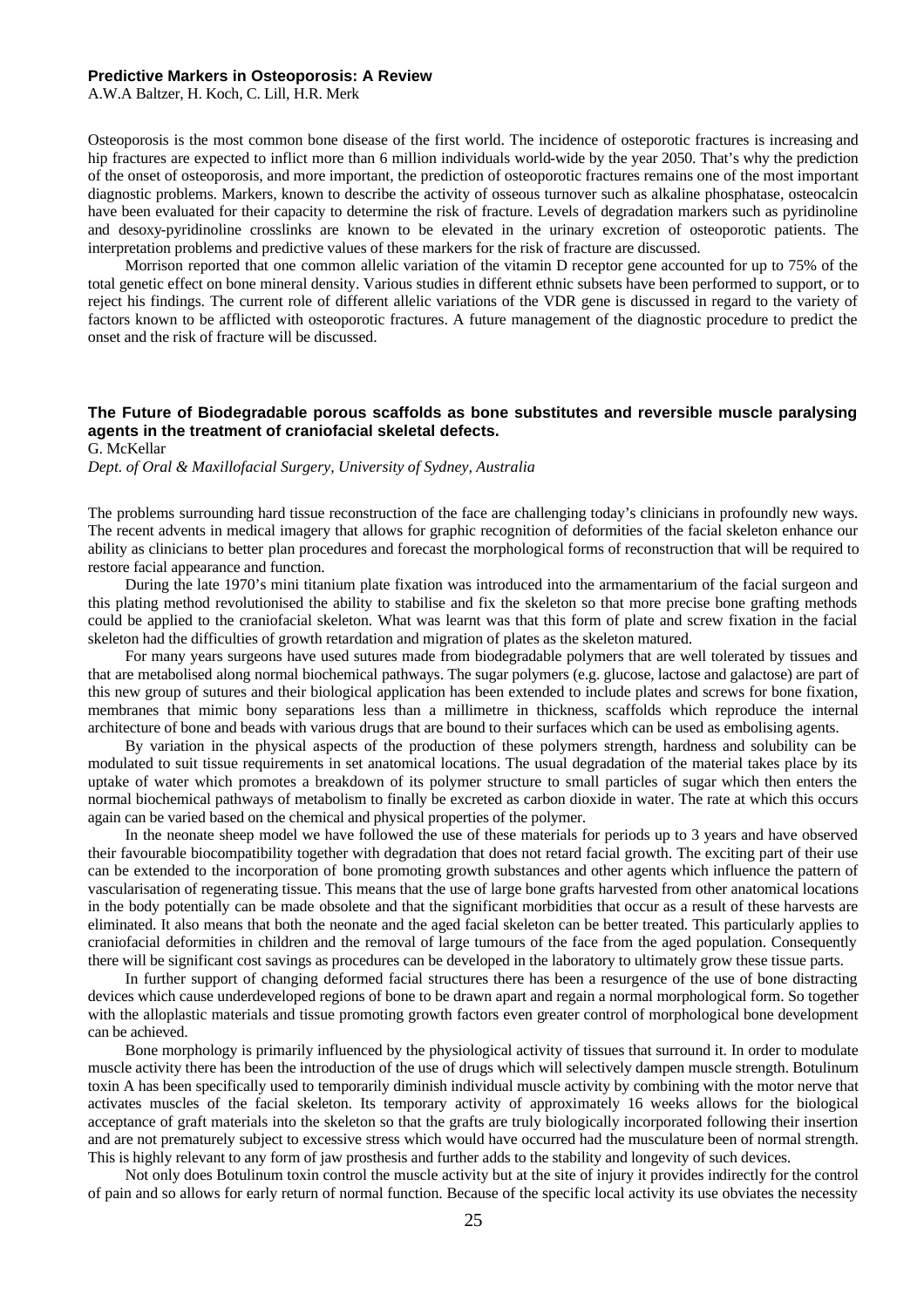**Predictive Markers in Osteoporosis: A Review**

A.W.A Baltzer, H. Koch, C. Lill, H.R. Merk

Osteoporosis is the most common bone disease of the first world. The incidence of osteporotic fractures is increasing and hip fractures are expected to inflict more than 6 million individuals world-wide by the year 2050. That's why the prediction of the onset of osteoporosis, and more important, the prediction of osteoporotic fractures remains one of the most important diagnostic problems. Markers, known to describe the activity of osseous turnover such as alkaline phosphatase, osteocalcin have been evaluated for their capacity to determine the risk of fracture. Levels of degradation markers such as pyridinoline and desoxy-pyridinoline crosslinks are known to be elevated in the urinary excretion of osteoporotic patients. The interpretation problems and predictive values of these markers for the risk of fracture are discussed.

Morrison reported that one common allelic variation of the vitamin D receptor gene accounted for up to 75% of the total genetic effect on bone mineral density. Various studies in different ethnic subsets have been performed to support, or to reject his findings. The current role of different allelic variations of the VDR gene is discussed in regard to the variety of factors known to be afflicted with osteoporotic fractures. A future management of the diagnostic procedure to predict the onset and the risk of fracture will be discussed.

**The Future of Biodegradable porous scaffolds as bone substitutes and reversible muscle paralysing agents in the treatment of craniofacial skeletal defects.**

G. McKellar

*Dept. of Oral & Maxillofacial Surgery, University of Sydney, Australia*

The problems surrounding hard tissue reconstruction of the face are challenging today's clinicians in profoundly new ways. The recent advents in medical imagery that allows for graphic recognition of deformities of the facial skeleton enhance our ability as clinicians to better plan procedures and forecast the morphological forms of reconstruction that will be required to restore facial appearance and function.

During the late 1970's mini titanium plate fixation was introduced into the armamentarium of the facial surgeon and this plating method revolutionised the ability to stabilise and fix the skeleton so that more precise bone grafting methods could be applied to the craniofacial skeleton. What was learnt was that this form of plate and screw fixation in the facial skeleton had the difficulties of growth retardation and migration of plates as the skeleton matured.

For many years surgeons have used sutures made from biodegradable polymers that are well tolerated by tissues and that are metabolised along normal biochemical pathways. The sugar polymers (e.g. glucose, lactose and galactose) are part of this new group of sutures and their biological application has been extended to include plates and screws for bone fixation, membranes that mimic bony separations less than a millimetre in thickness, scaffolds which reproduce the internal architecture of bone and beads with various drugs that are bound to their surfaces which can be used as embolising agents.

By variation in the physical aspects of the production of these polymers strength, hardness and solubility can be modulated to suit tissue requirements in set anatomical locations. The usual degradation of the material takes place by its uptake of water which promotes a breakdown of its polymer structure to small particles of sugar which then enters the normal biochemical pathways of metabolism to finally be excreted as carbon dioxide in water. The rate at which this occurs again can be varied based on the chemical and physical properties of the polymer.

In the neonate sheep model we have followed the use of these materials for periods up to 3 years and have observed their favourable biocompatibility together with degradation that does not retard facial growth. The exciting part of their use can be extended to the incorporation of bone promoting growth substances and other agents which influence the pattern of vascularisation of regenerating tissue. This means that the use of large bone grafts harvested from other anatomical locations in the body potentially can be made obsolete and that the significant morbidities that occur as a result of these harvests are eliminated. It also means that both the neonate and the aged facial skeleton can be better treated. This particularly applies to craniofacial deformities in children and the removal of large tumours of the face from the aged population. Consequently there will be significant cost savings as procedures can be developed in the laboratory to ultimately grow these tissue parts.

In further support of changing deformed facial structures there has been a resurgence of the use of bone distracting devices which cause underdeveloped regions of bone to be drawn apart and regain a normal morphological form. So together with the alloplastic materials and tissue promoting growth factors even greater control of morphological bone development can be achieved.

Bone morphology is primarily influenced by the physiological activity of tissues that surround it. In order to modulate muscle activity there has been the introduction of the use of drugs which will selectively dampen muscle strength. Botulinum toxin A has been specifically used to temporarily diminish individual muscle activity by combining with the motor nerve that activates muscles of the facial skeleton. Its temporary activity of approximately 16 weeks allows for the biological acceptance of graft materials into the skeleton so that the grafts are truly biologically incorporated following their insertion and are not prematurely subject to excessive stress which would have occurred had the musculature been of normal strength. This is highly relevant to any form of jaw prosthesis and further adds to the stability and longevity of such devices.

Not only does Botulinum toxin control the muscle activity but at the site of injury it provides indirectly for the control of pain and so allows for early return of normal function. Because of the specific local activity its use obviates the necessity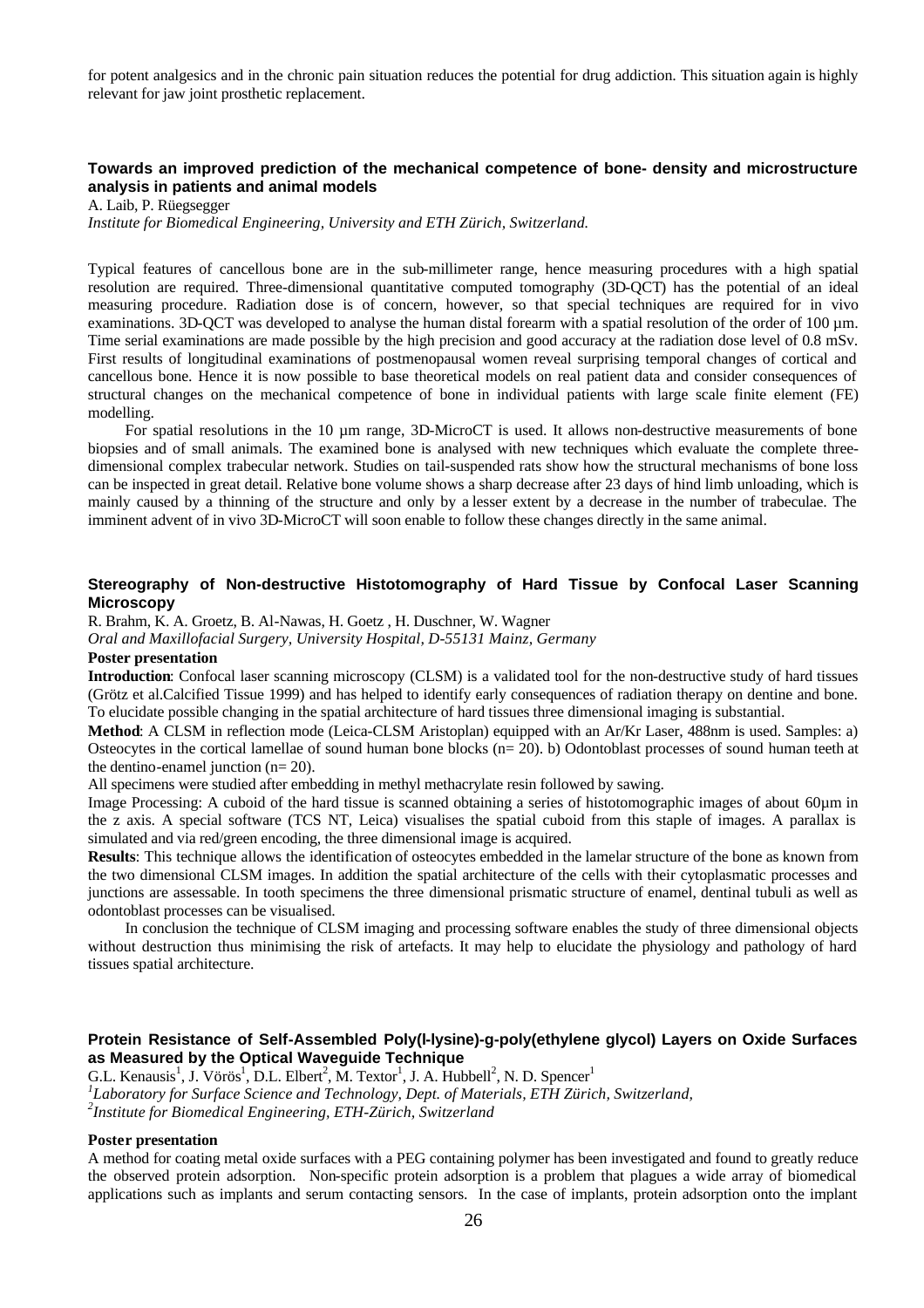for potent analgesics and in the chronic pain situation reduces the potential for drug addiction. This situation again is highly relevant for jaw joint prosthetic replacement.

### Towards an improved prediction of the mechanical competence of bone- density and microstructure analysis in patients and animal models

A. Laib, P. Rüegsegger

*Institute for Biomedical Engineering, University and ETH Zürich, Switzerland.*

Typical features of cancellous bone are in the sub-millimeter range, hence measuring procedures with a high spatial resolution are required. Three-dimensional quantitative computed tomography (3D-QCT) has the potential of an ideal measuring procedure. Radiation dose is of concern, however, so that special techniques are required for in vivo examinations. 3D-QCT was developed to analyse the human distal forearm with a spatial resolution of the order of 100 µm. Time serial examinations are made possible by the high precision and good accuracy at the radiation dose level of 0.8 mSv. First results of longitudinal examinations of postmenopausal women reveal surprising temporal changes of cortical and cancellous bone. Hence it is now possible to base theoretical models on real patient data and consider consequences of structural changes on the mechanical competence of bone in individual patients with large scale finite element (FE) modelling.

For spatial resolutions in the 10 µm range, 3D-MicroCT is used. It allows non-destructive measurements of bone biopsies and of small animals. The examined bone is analysed with new techniques which evaluate the complete three-dimensional complex trabecular network. Studies on tail-suspended rats show how the structural mechanisms of bone loss can be inspected in great detail. Relative bone volume shows a sharp decrease after 23 days of hind limb unloading, which is mainly caused by a thinning of the structure and only by a lesser extent by a decrease in the number of trabeculae. The imminent advent of in vivo 3D-MicroCT will soon enable to follow these changes directly in the same animal.

### Stereography of Non-destructive Histotomography of Hard Tissue by Confocal Laser Scanning Microscopy

R. Brahm, K. A. Groetz, B. Al-Nawas, H. Goetz , H. Duschner, W. Wagner

*Oral and Maxillofacial Surgery, University Hospital, D-55131 Mainz, Germany*

**Poster presentation**

**Introduction**: Confocal laser scanning microscopy (CLSM) is a validated tool for the non-destructive study of hard tissues (Grötz et al.Calcified Tissue 1999) and has helped to identify early consequences of radiation therapy on dentine and bone. To elucidate possible changing in the spatial architecture of hard tissues three dimensional imaging is substantial.

**Method**: A CLSM in reflection mode (Leica-CLSM Aristoplan) equipped with an Ar/Kr Laser, 488nm is used. Samples: a) Osteocytes in the cortical lamellae of sound human bone blocks (n= 20). b) Odontoblast processes of sound human teeth at the dentino-enamel junction (n= 20).

All specimens were studied after embedding in methyl methacrylate resin followed by sawing.

Image Processing: A cuboid of the hard tissue is scanned obtaining a series of histotomographic images of about 60µm in the z axis. A special software (TCS NT, Leica) visualises the spatial cuboid from this staple of images. A parallax is simulated and via red/green encoding, the three dimensional image is acquired.

**Results**: This technique allows the identification of osteocytes embedded in the lamelar structure of the bone as known from the two dimensional CLSM images. In addition the spatial architecture of the cells with their cytoplasmatic processes and junctions are assessable. In tooth specimens the three dimensional prismatic structure of enamel, dentinal tubuli as well as odontoblast processes can be visualised.

In conclusion the technique of CLSM imaging and processing software enables the study of three dimensional objects without destruction thus minimising the risk of artefacts. It may help to elucidate the physiology and pathology of hard tissues spatial architecture.

### Protein Resistance of Self-Assembled Poly(l-lysine)-g-poly(ethylene glycol) Layers on Oxide Surfaces as Measured by the Optical Waveguide Technique

G.L. Kenausis[1], J. Vörös[1], D.L. Elbert[2], M. Textor[1], J. A. Hubbell[2], N. D. Spencer[1]

*[1]Laboratory for Surface Science and Technology, Dept. of Materials, ETH Zürich, Switzerland,*
*[2]Institute for Biomedical Engineering, ETH-Zürich, Switzerland*

**Poster presentation**

A method for coating metal oxide surfaces with a PEG containing polymer has been investigated and found to greatly reduce the observed protein adsorption. Non-specific protein adsorption is a problem that plagues a wide array of biomedical applications such as implants and serum contacting sensors. In the case of implants, protein adsorption onto the implant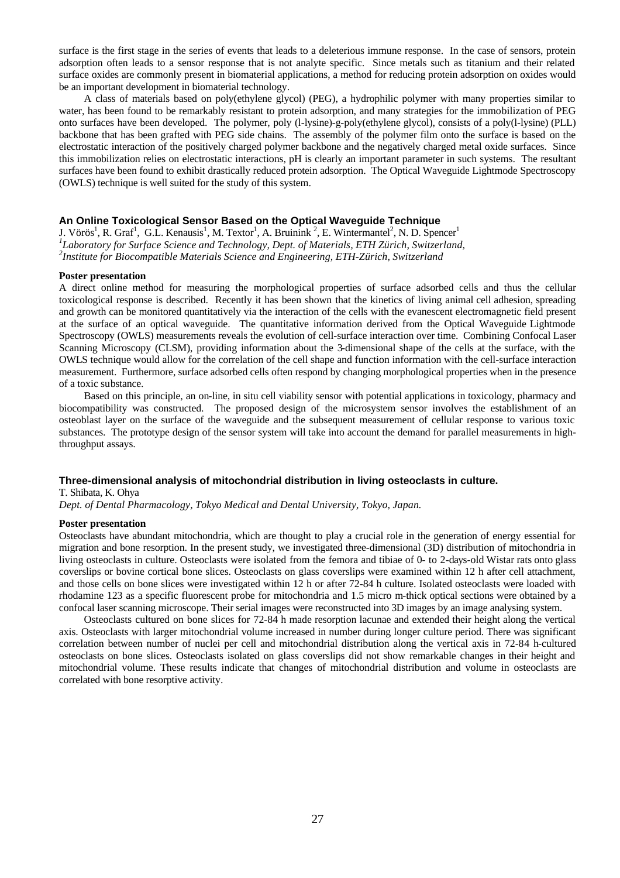surface is the first stage in the series of events that leads to a deleterious immune response. In the case of sensors, protein adsorption often leads to a sensor response that is not analyte specific. Since metals such as titanium and their related surface oxides are commonly present in biomaterial applications, a method for reducing protein adsorption on oxides would be an important development in biomaterial technology.

A class of materials based on poly(ethylene glycol) (PEG), a hydrophilic polymer with many properties similar to water, has been found to be remarkably resistant to protein adsorption, and many strategies for the immobilization of PEG onto surfaces have been developed. The polymer, poly (l-lysine)-g-poly(ethylene glycol), consists of a poly(l-lysine) (PLL) backbone that has been grafted with PEG side chains. The assembly of the polymer film onto the surface is based on the electrostatic interaction of the positively charged polymer backbone and the negatively charged metal oxide surfaces. Since this immobilization relies on electrostatic interactions, pH is clearly an important parameter in such systems. The resultant surfaces have been found to exhibit drastically reduced protein adsorption. The Optical Waveguide Lightmode Spectroscopy (OWLS) technique is well suited for the study of this system.

### An Online Toxicological Sensor Based on the Optical Waveguide Technique

J. Vörös[1], R. Graf[1], G.L. Kenausis[1], M. Textor[1], A. Bruinink[2], E. Wintermantel[2], N. D. Spencer[1]

[1]*Laboratory for Surface Science and Technology, Dept. of Materials, ETH Zürich, Switzerland,*

[2]*Institute for Biocompatible Materials Science and Engineering, ETH-Zürich, Switzerland*

**Poster presentation**

A direct online method for measuring the morphological properties of surface adsorbed cells and thus the cellular toxicological response is described. Recently it has been shown that the kinetics of living animal cell adhesion, spreading and growth can be monitored quantitatively via the interaction of the cells with the evanescent electromagnetic field present at the surface of an optical waveguide. The quantitative information derived from the Optical Waveguide Lightmode Spectroscopy (OWLS) measurements reveals the evolution of cell-surface interaction over time. Combining Confocal Laser Scanning Microscopy (CLSM), providing information about the 3-dimensional shape of the cells at the surface, with the OWLS technique would allow for the correlation of the cell shape and function information with the cell-surface interaction measurement. Furthermore, surface adsorbed cells often respond by changing morphological properties when in the presence of a toxic substance.

Based on this principle, an on-line, in situ cell viability sensor with potential applications in toxicology, pharmacy and biocompatibility was constructed. The proposed design of the microsystem sensor involves the establishment of an osteoblast layer on the surface of the waveguide and the subsequent measurement of cellular response to various toxic substances. The prototype design of the sensor system will take into account the demand for parallel measurements in high-throughput assays.

### Three-dimensional analysis of mitochondrial distribution in living osteoclasts in culture.

T. Shibata, K. Ohya

*Dept. of Dental Pharmacology, Tokyo Medical and Dental University, Tokyo, Japan.*

**Poster presentation**

Osteoclasts have abundant mitochondria, which are thought to play a crucial role in the generation of energy essential for migration and bone resorption. In the present study, we investigated three-dimensional (3D) distribution of mitochondria in living osteoclasts in culture. Osteoclasts were isolated from the femora and tibiae of 0- to 2-days-old Wistar rats onto glass coverslips or bovine cortical bone slices. Osteoclasts on glass coverslips were examined within 12 h after cell attachment, and those cells on bone slices were investigated within 12 h or after 72-84 h culture. Isolated osteoclasts were loaded with rhodamine 123 as a specific fluorescent probe for mitochondria and 1.5 micro m-thick optical sections were obtained by a confocal laser scanning microscope. Their serial images were reconstructed into 3D images by an image analysing system.

Osteoclasts cultured on bone slices for 72-84 h made resorption lacunae and extended their height along the vertical axis. Osteoclasts with larger mitochondrial volume increased in number during longer culture period. There was significant correlation between number of nuclei per cell and mitochondrial distribution along the vertical axis in 72-84 h-cultured osteoclasts on bone slices. Osteoclasts isolated on glass coverslips did not show remarkable changes in their height and mitochondrial volume. These results indicate that changes of mitochondrial distribution and volume in osteoclasts are correlated with bone resorptive activity.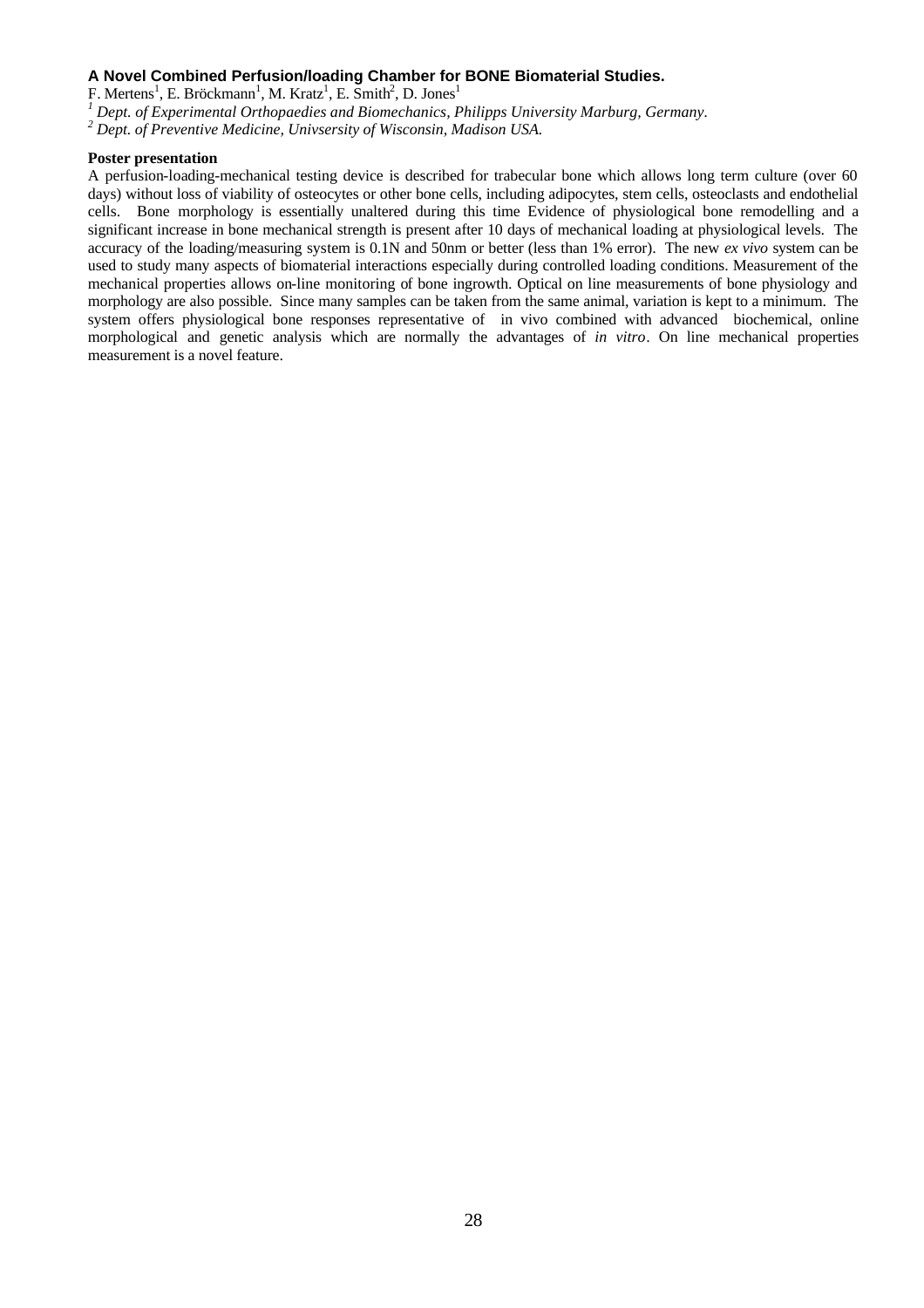### A Novel Combined Perfusion/loading Chamber for BONE Biomaterial Studies.

F. Mertens[1], E. Bröckmann[1], M. Kratz[1], E. Smith[2], D. Jones[1]

*[1] Dept. of Experimental Orthopaedies and Biomechanics, Philipps University Marburg, Germany.*

*[2] Dept. of Preventive Medicine, Univsersity of Wisconsin, Madison USA.*

**Poster presentation**

A perfusion-loading-mechanical testing device is described for trabecular bone which allows long term culture (over 60 days) without loss of viability of osteocytes or other bone cells, including adipocytes, stem cells, osteoclasts and endothelial cells. Bone morphology is essentially unaltered during this time Evidence of physiological bone remodelling and a significant increase in bone mechanical strength is present after 10 days of mechanical loading at physiological levels. The accuracy of the loading/measuring system is 0.1N and 50nm or better (less than 1% error). The new *ex vivo* system can be used to study many aspects of biomaterial interactions especially during controlled loading conditions. Measurement of the mechanical properties allows on-line monitoring of bone ingrowth. Optical on line measurements of bone physiology and morphology are also possible. Since many samples can be taken from the same animal, variation is kept to a minimum. The system offers physiological bone responses representative of in vivo combined with advanced biochemical, online morphological and genetic analysis which are normally the advantages of *in vitro*. On line mechanical properties measurement is a novel feature.